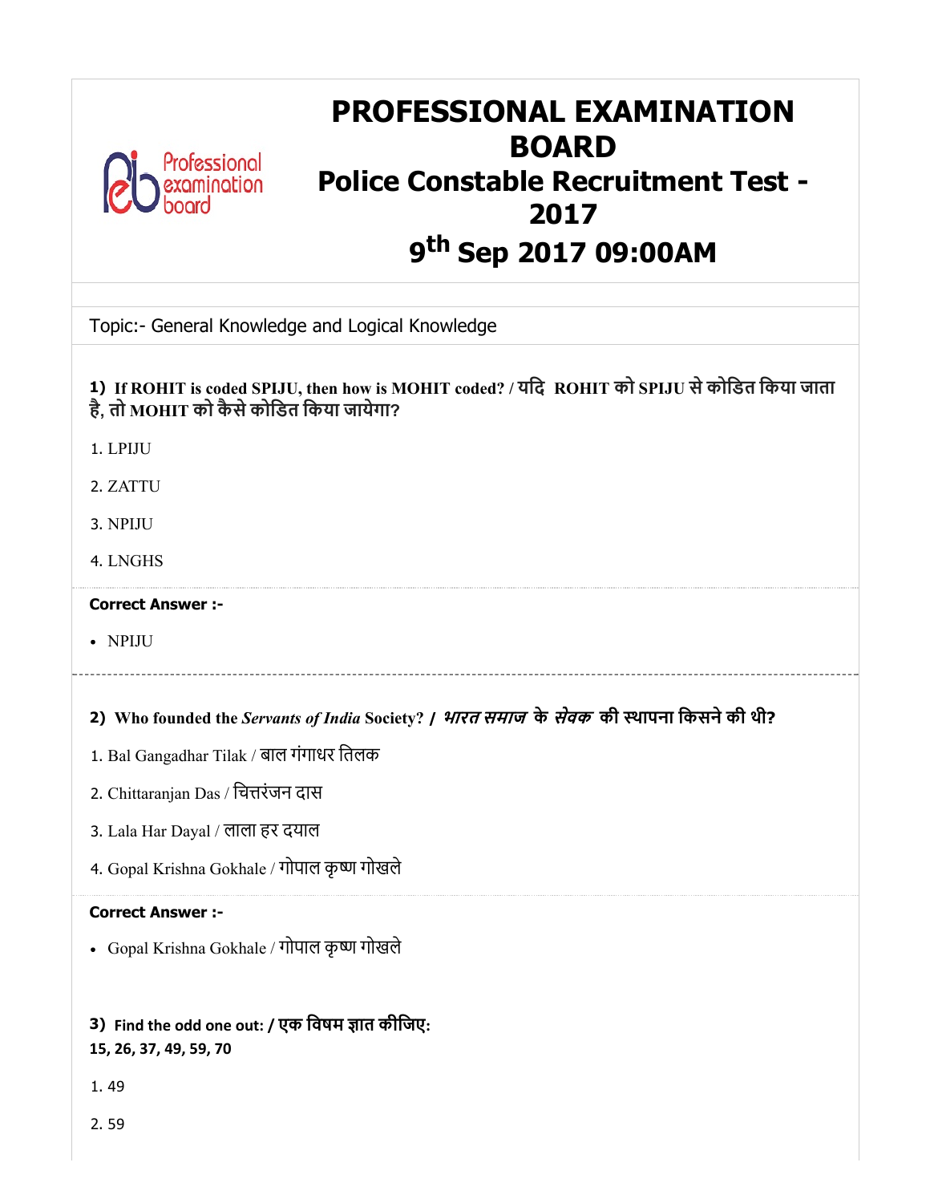# PROFESSIONAL EXAMINATION BOARD

## Police Constable Recruitment Test - 2017

## 9th Sep 2017 09:00AM

Topic:- General Knowledge and Logical Knowledge

**1) If ROHIT is coded SPIJU, then how is MOHIT coded? / यदि ROHIT को SPIJU से कोडित किया जाता है, तो MOHIT को कैसे कोडित किया जायेगा?**

1. LPIJU

2. ZATTU

3. NPIJU

4. LNGHS

**Correct Answer :-**

- NPIJU

**2) Who founded the *Servants of India* Society? / *भारत समाज* के *सेवक* की स्थापना किसने की थी?**

1. Bal Gangadhar Tilak / बाल गंगाधर तिलक

2. Chittaranjan Das / चित्तरंजन दास

3. Lala Har Dayal / लाला हर दयाल

4. Gopal Krishna Gokhale / गोपाल कृष्ण गोखले

**Correct Answer :-**

- Gopal Krishna Gokhale / गोपाल कृष्ण गोखले

**3) Find the odd one out: / एक विषम ज्ञात कीजिए:**
**15, 26, 37, 49, 59, 70**

1. 49

2. 59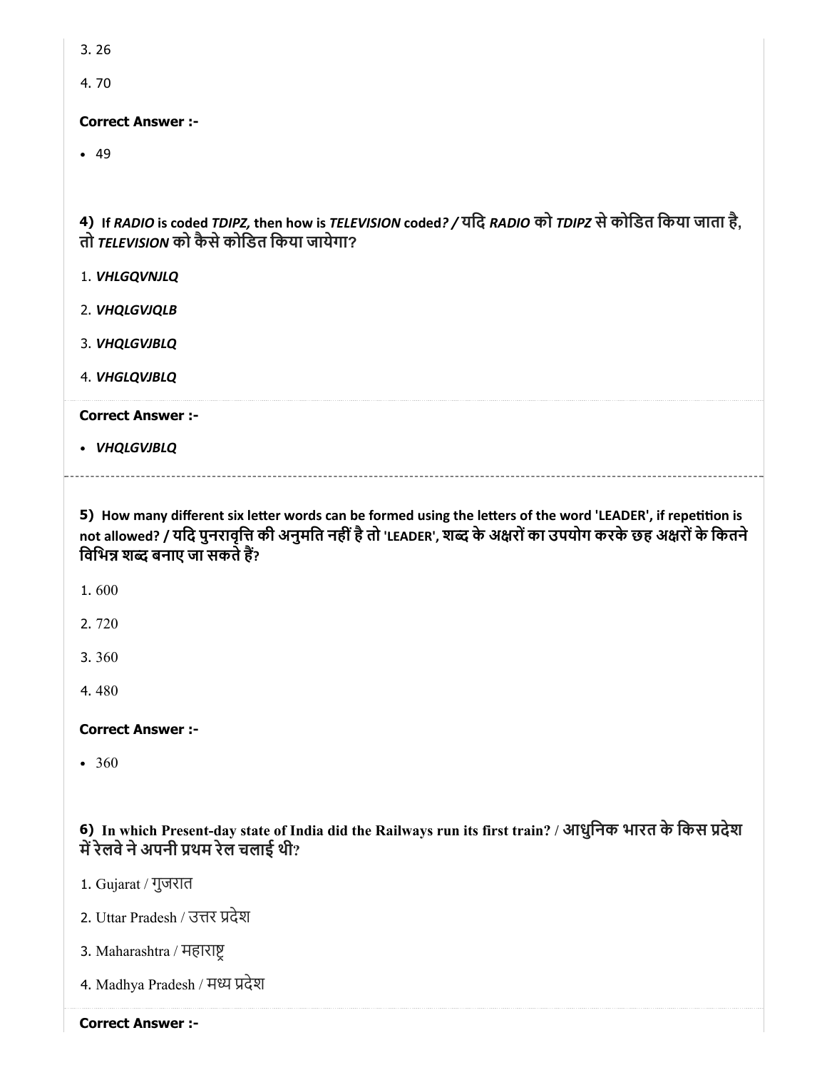3. 26

4. 70

**Correct Answer :-**

- 49

**4)** **If *RADIO* is coded *TDIPZ,* then how is *TELEVISION* coded*?* / यदि *RADIO* को *TDIPZ* से कोडित किया जाता है, तो *TELEVISION* को कैसे कोडित किया जायेगा?**

1. ***VHLGQVNJLQ***

2. ***VHQLGVJQLB***

3. ***VHQLGVJBLQ***

4. ***VHGLQVJBLQ***

**Correct Answer :-**

- ***VHQLGVJBLQ***

---

**5)** **How many different six letter words can be formed using the letters of the word 'LEADER', if repetition is not allowed? / यदि पुनरावृत्ति की अनुमति नहीं है तो 'LEADER', शब्द के अक्षरों का उपयोग करके छह अक्षरों के कितने विभिन्न शब्द बनाए जा सकते हैं?**

1. 600

2. 720

3. 360

4. 480

**Correct Answer :-**

- 360

**6)** **In which Present-day state of India did the Railways run its first train? / आधुनिक भारत के किस प्रदेश में रेलवे ने अपनी प्रथम रेल चलाई थी?**

1. Gujarat / गुजरात

2. Uttar Pradesh / उत्तर प्रदेश

3. Maharashtra / महाराष्ट्र

4. Madhya Pradesh / मध्य प्रदेश

**Correct Answer :-**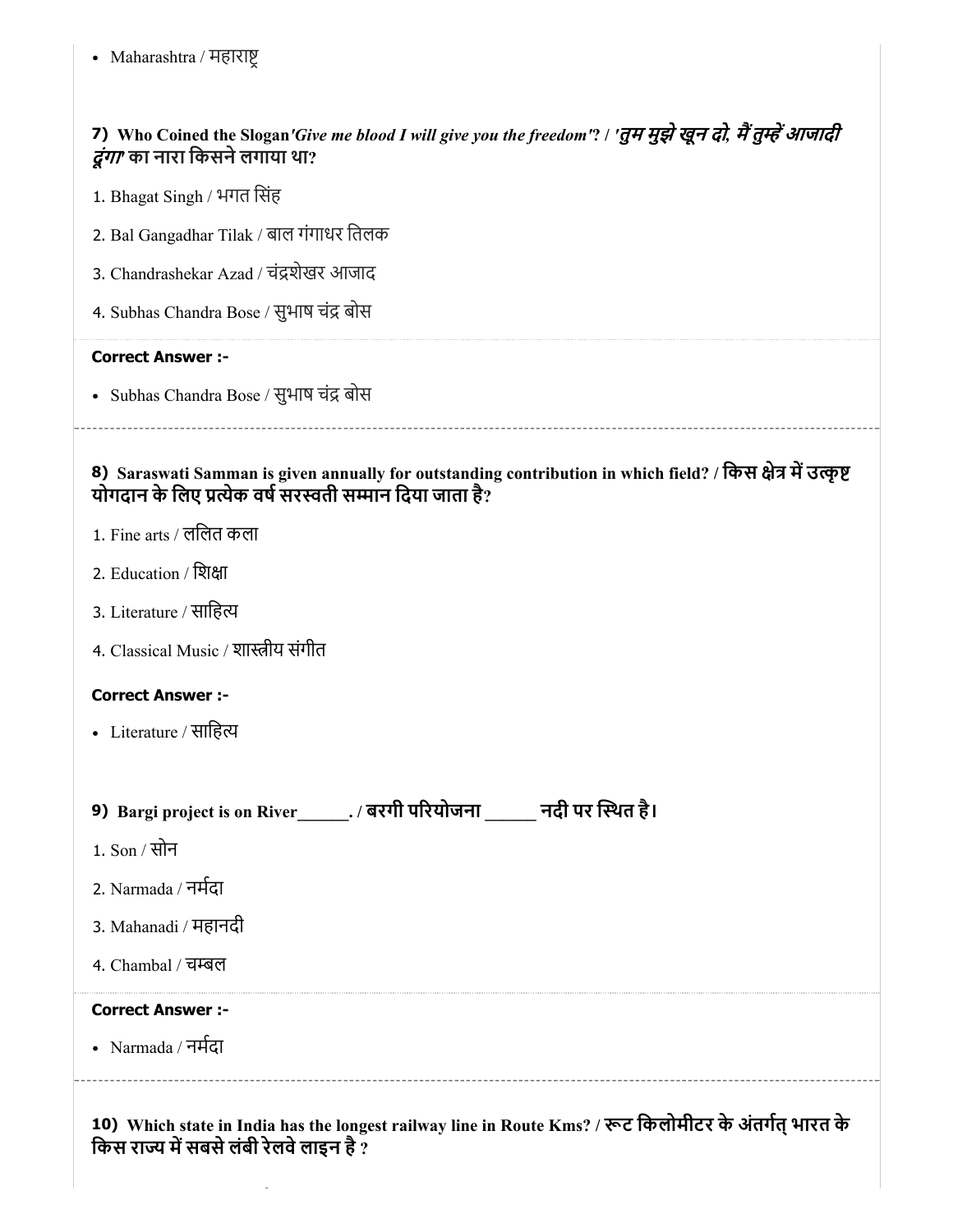- Maharashtra / महाराष्ट्र

**7) Who Coined the Slogan*'Give me blood I will give you the freedom'*? / *'तुम मुझे खून दो, मैं तुम्हें आजादी दूंगा'* का नारा किसने लगाया था?**

1. Bhagat Singh / भगत सिंह
2. Bal Gangadhar Tilak / बाल गंगाधर तिलक
3. Chandrashekar Azad / चंद्रशेखर आजाद
4. Subhas Chandra Bose / सुभाष चंद्र बोस

**Correct Answer :-**

- Subhas Chandra Bose / सुभाष चंद्र बोस

---

**8) Saraswati Samman is given annually for outstanding contribution in which field? / किस क्षेत्र में उत्कृष्ट योगदान के लिए प्रत्येक वर्ष सरस्वती सम्मान दिया जाता है?**

1. Fine arts / ललित कला
2. Education / शिक्षा
3. Literature / साहित्य
4. Classical Music / शास्त्रीय संगीत

**Correct Answer :-**

- Literature / साहित्य

**9) Bargi project is on River______. / बरगी परियोजना ______ नदी पर स्थित है।**

1. Son / सोन
2. Narmada / नर्मदा
3. Mahanadi / महानदी
4. Chambal / चम्बल

**Correct Answer :-**

- Narmada / नर्मदा

---

**10) Which state in India has the longest railway line in Route Kms? / रूट किलोमीटर के अंतर्गत् भारत के किस राज्य में सबसे लंबी रेलवे लाइन है ?**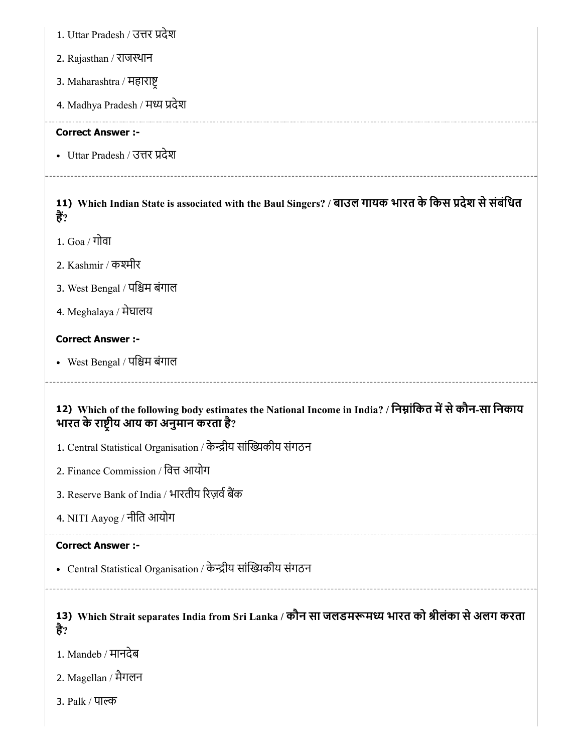1. Uttar Pradesh / उत्तर प्रदेश
2. Rajasthan / राजस्थान
3. Maharashtra / महाराष्ट्र
4. Madhya Pradesh / मध्य प्रदेश

**Correct Answer :-**

- Uttar Pradesh / उत्तर प्रदेश

---

### 11) Which Indian State is associated with the Baul Singers? / बाउल गायक भारत के किस प्रदेश से संबंधित हैं?

1. Goa / गोवा
2. Kashmir / कश्मीर
3. West Bengal / पश्चिम बंगाल
4. Meghalaya / मेघालय

**Correct Answer :-**

- West Bengal / पश्चिम बंगाल

---

### 12) Which of the following body estimates the National Income in India? / निम्नांकित में से कौन-सा निकाय भारत के राष्ट्रीय आय का अनुमान करता है?

1. Central Statistical Organisation / केन्द्रीय सांख्यिकीय संगठन
2. Finance Commission / वित्त आयोग
3. Reserve Bank of India / भारतीय रिज़र्व बैंक
4. NITI Aayog / नीति आयोग

**Correct Answer :-**

- Central Statistical Organisation / केन्द्रीय सांख्यिकीय संगठन

---

### 13) Which Strait separates India from Sri Lanka / कौन सा जलडमरूमध्य भारत को श्रीलंका से अलग करता है?

1. Mandeb / मानदेब
2. Magellan / मैगलन
3. Palk / पाल्क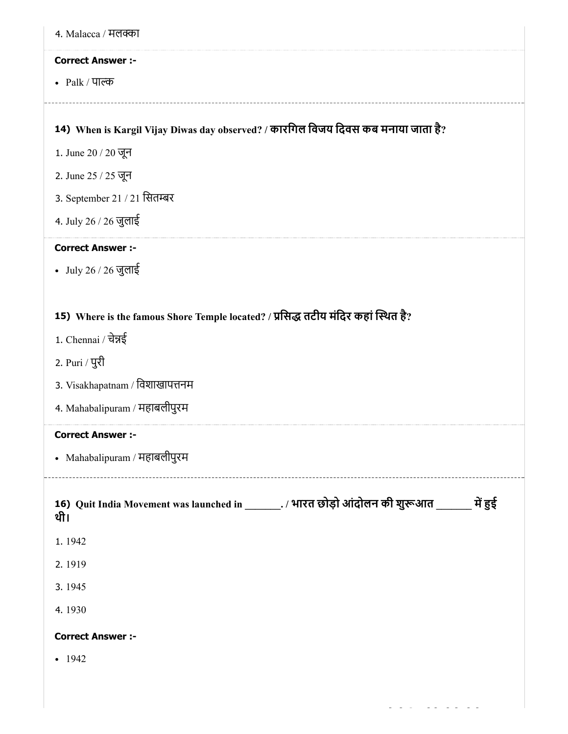4. Malacca / मलक्का

**Correct Answer :-**

- Palk / पाल्क

---

**14) When is Kargil Vijay Diwas day observed? / कारगिल विजय दिवस कब मनाया जाता है?**

1. June 20 / 20 जून
2. June 25 / 25 जून
3. September 21 / 21 सितम्बर
4. July 26 / 26 जुलाई

**Correct Answer :-**

- July 26 / 26 जुलाई

**15) Where is the famous Shore Temple located? / प्रसिद्ध तटीय मंदिर कहां स्थित है?**

1. Chennai / चेन्नई
2. Puri / पुरी
3. Visakhapatnam / विशाखापत्तनम
4. Mahabalipuram / महाबलीपुरम

**Correct Answer :-**

- Mahabalipuram / महाबलीपुरम

---

**16) Quit India Movement was launched in _______. / भारत छोड़ो आंदोलन की शुरूआत _______ में हुई थी।**

1. 1942
2. 1919
3. 1945
4. 1930

**Correct Answer :-**

- 1942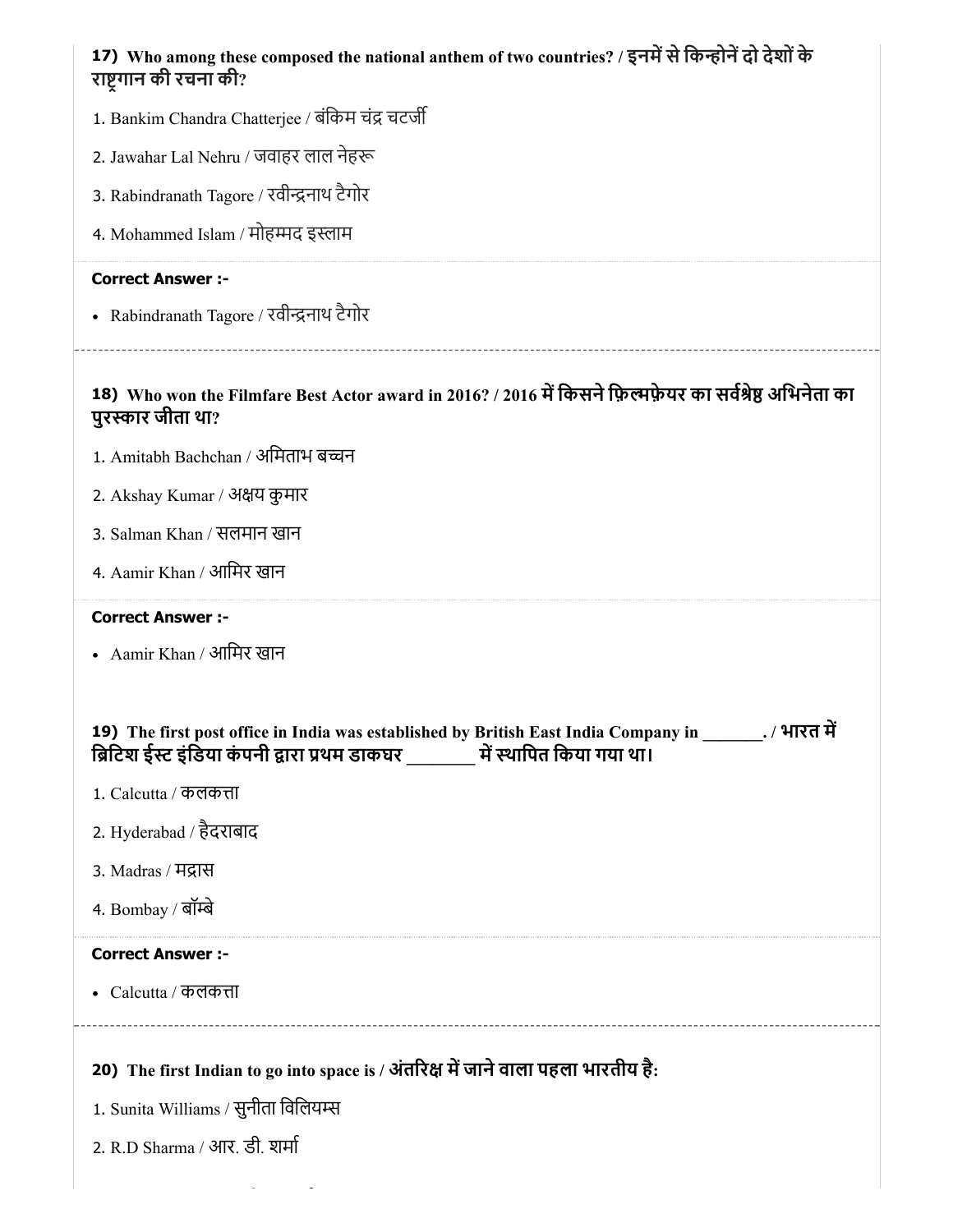**17) Who among these composed the national anthem of two countries? / इनमें से किन्होनें दो देशों के राष्ट्रगान की रचना की?**

1. Bankim Chandra Chatterjee / बंकिम चंद्र चटर्जी
2. Jawahar Lal Nehru / जवाहर लाल नेहरू
3. Rabindranath Tagore / रवीन्द्रनाथ टैगोर
4. Mohammed Islam / मोहम्मद इस्लाम

**Correct Answer :-**

- Rabindranath Tagore / रवीन्द्रनाथ टैगोर

**18) Who won the Filmfare Best Actor award in 2016? / 2016 में किसने फ़िल्मफ़ेयर का सर्वश्रेष्ठ अभिनेता का पुरस्कार जीता था?**

1. Amitabh Bachchan / अमिताभ बच्चन
2. Akshay Kumar / अक्षय कुमार
3. Salman Khan / सलमान खान
4. Aamir Khan / आमिर खान

**Correct Answer :-**

- Aamir Khan / आमिर खान

**19) The first post office in India was established by British East India Company in _______. / भारत में ब्रिटिश ईस्ट इंडिया कंपनी द्वारा प्रथम डाकघर _______ में स्थापित किया गया था।**

1. Calcutta / कलकत्ता
2. Hyderabad / हैदराबाद
3. Madras / मद्रास
4. Bombay / बॉम्बे

**Correct Answer :-**

- Calcutta / कलकत्ता

**20) The first Indian to go into space is / अंतरिक्ष में जाने वाला पहला भारतीय है:**

1. Sunita Williams / सुनीता विलियम्स
2. R.D Sharma / आर. डी. शर्मा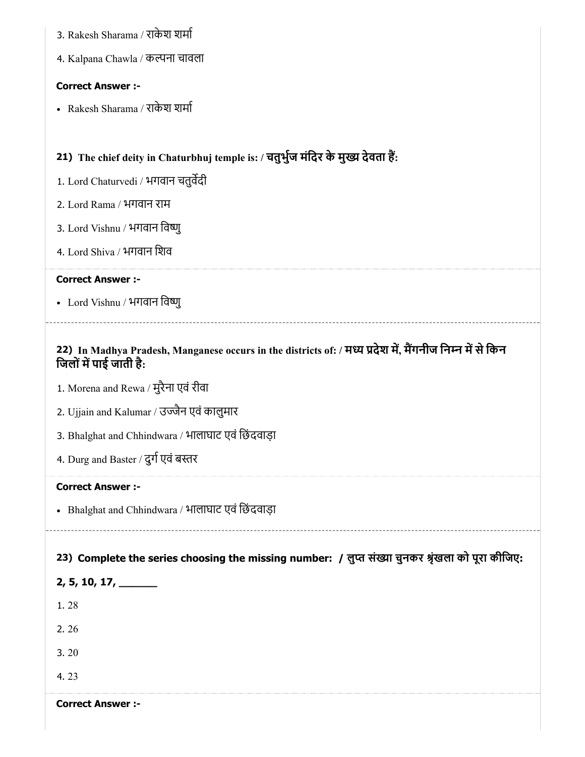3. Rakesh Sharama / राकेश शर्मा

4. Kalpana Chawla / कल्पना चावला

**Correct Answer :-**

- Rakesh Sharama / राकेश शर्मा

### 21) The chief deity in Chaturbhuj temple is: / चतुर्भुज मंदिर के मुख्य देवता हैं:

1. Lord Chaturvedi / भगवान चतुर्वेदी

2. Lord Rama / भगवान राम

3. Lord Vishnu / भगवान विष्णु

4. Lord Shiva / भगवान शिव

**Correct Answer :-**

- Lord Vishnu / भगवान विष्णु

### 22) In Madhya Pradesh, Manganese occurs in the districts of: / मध्य प्रदेश में, मैंगनीज निम्न में से किन जिलों में पाई जाती है:

1. Morena and Rewa / मुरैना एवं रीवा

2. Ujjain and Kalumar / उज्जैन एवं कालुमार

3. Bhalghat and Chhindwara / भालाघाट एवं छिंदवाड़ा

4. Durg and Baster / दुर्ग एवं बस्तर

**Correct Answer :-**

- Bhalghat and Chhindwara / भालाघाट एवं छिंदवाड़ा

### 23) Complete the series choosing the missing number: / लुप्त संख्या चुनकर श्रृंखला को पूरा कीजिए:

**2, 5, 10, 17, _______**

1. 28

2. 26

3. 20

4. 23

**Correct Answer :-**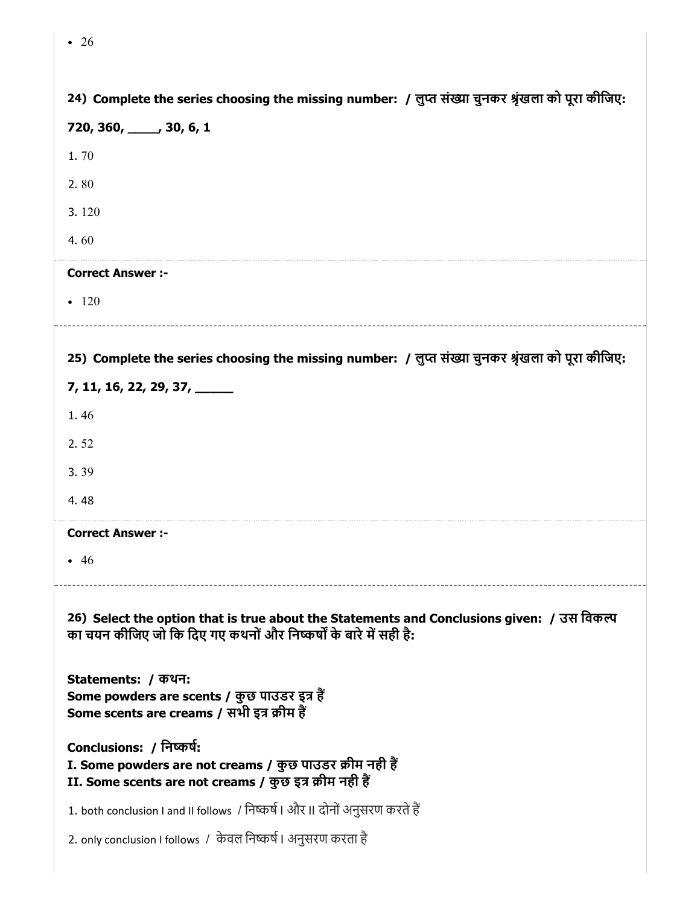- 26

**24) Complete the series choosing the missing number: / लुप्त संख्या चुनकर श्रृंखला को पूरा कीजिए:**

**720, 360, ____, 30, 6, 1**

1. 70
2. 80
3. 120
4. 60

**Correct Answer :-**

- 120

**25) Complete the series choosing the missing number: / लुप्त संख्या चुनकर श्रृंखला को पूरा कीजिए:**

**7, 11, 16, 22, 29, 37, _____**

1. 46
2. 52
3. 39
4. 48

**Correct Answer :-**

- 46

**26) Select the option that is true about the Statements and Conclusions given: / उस विकल्प का चयन कीजिए जो कि दिए गए कथनों और निष्कर्षों के बारे में सही है:**

**Statements: / कथन:**
**Some powders are scents / कुछ पाउडर इत्र हैं**
**Some scents are creams / सभी इत्र क्रीम हैं**

**Conclusions: / निष्कर्ष:**
**I. Some powders are not creams / कुछ पाउडर क्रीम नही हैं**
**II. Some scents are not creams / कुछ इत्र क्रीम नही हैं**

1. both conclusion I and II follows / निष्कर्ष I और II दोनों अनुसरण करते हैं
2. only conclusion I follows / केवल निष्कर्ष I अनुसरण करता है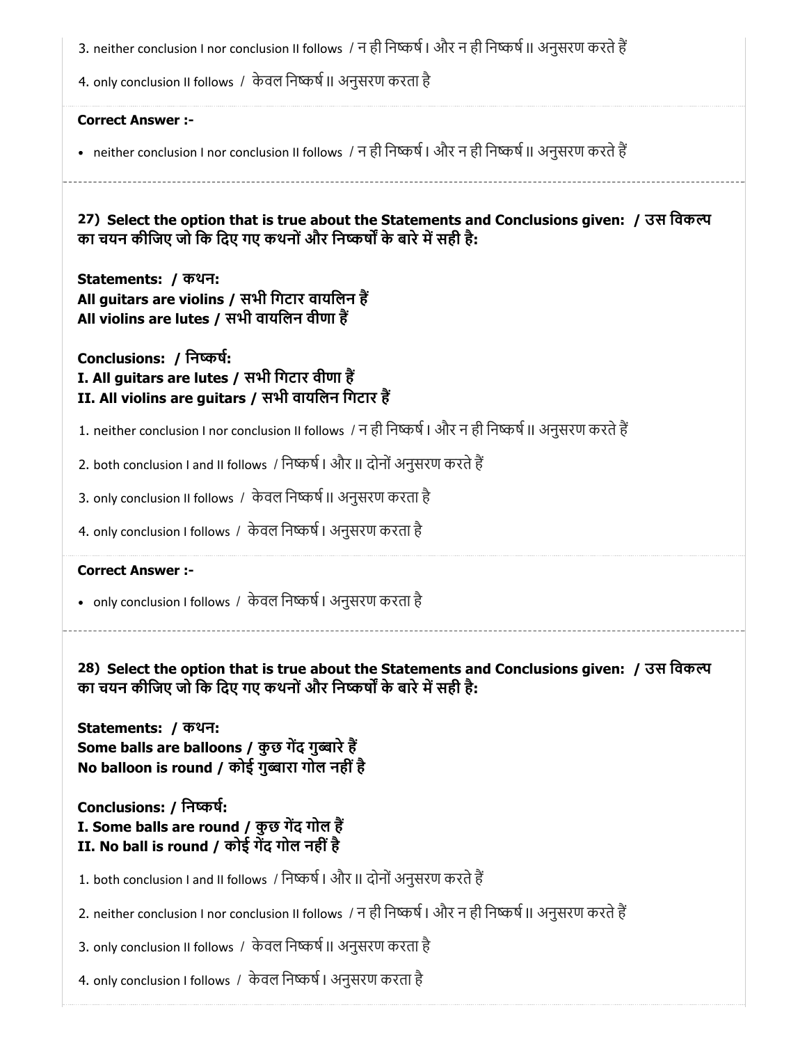3. neither conclusion I nor conclusion II follows / न ही निष्कर्ष I और न ही निष्कर्ष II अनुसरण करते हैं

4. only conclusion II follows / केवल निष्कर्ष II अनुसरण करता है

**Correct Answer :-**

- neither conclusion I nor conclusion II follows / न ही निष्कर्ष I और न ही निष्कर्ष II अनुसरण करते हैं

---

**27) Select the option that is true about the Statements and Conclusions given: / उस विकल्प का चयन कीजिए जो कि दिए गए कथनों और निष्कर्षों के बारे में सही है:**

**Statements: / कथन:**
**All guitars are violins / सभी गिटार वायलिन हैं**
**All violins are lutes / सभी वायलिन वीणा हैं**

**Conclusions: / निष्कर्ष:**
**I. All guitars are lutes / सभी गिटार वीणा हैं**
**II. All violins are guitars / सभी वायलिन गिटार हैं**

1. neither conclusion I nor conclusion II follows / न ही निष्कर्ष I और न ही निष्कर्ष II अनुसरण करते हैं

2. both conclusion I and II follows / निष्कर्ष I और II दोनों अनुसरण करते हैं

3. only conclusion II follows / केवल निष्कर्ष II अनुसरण करता है

4. only conclusion I follows / केवल निष्कर्ष I अनुसरण करता है

**Correct Answer :-**

- only conclusion I follows / केवल निष्कर्ष I अनुसरण करता है

---

**28) Select the option that is true about the Statements and Conclusions given: / उस विकल्प का चयन कीजिए जो कि दिए गए कथनों और निष्कर्षों के बारे में सही है:**

**Statements: / कथन:**
**Some balls are balloons / कुछ गेंद गुब्बारे हैं**
**No balloon is round / कोई गुब्बारा गोल नहीं है**

**Conclusions: / निष्कर्ष:**
**I. Some balls are round / कुछ गेंद गोल हैं**
**II. No ball is round / कोई गेंद गोल नहीं है**

1. both conclusion I and II follows / निष्कर्ष I और II दोनों अनुसरण करते हैं

2. neither conclusion I nor conclusion II follows / न ही निष्कर्ष I और न ही निष्कर्ष II अनुसरण करते हैं

3. only conclusion II follows / केवल निष्कर्ष II अनुसरण करता है

4. only conclusion I follows / केवल निष्कर्ष I अनुसरण करता है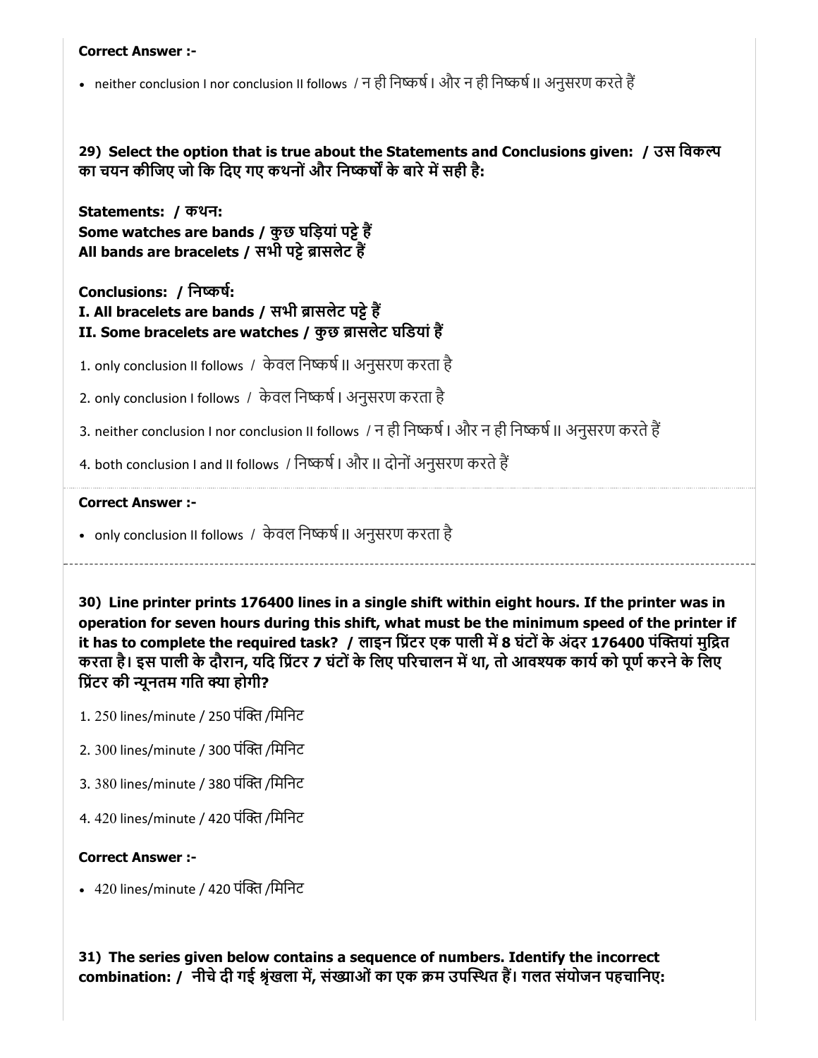**Correct Answer :-**

- neither conclusion I nor conclusion II follows / न ही निष्कर्ष I और न ही निष्कर्ष II अनुसरण करते हैं

**29) Select the option that is true about the Statements and Conclusions given: / उस विकल्प का चयन कीजिए जो कि दिए गए कथनों और निष्कर्षों के बारे में सही है:**

**Statements: / कथन:**
**Some watches are bands / कुछ घड़ियां पट्टे हैं**
**All bands are bracelets / सभी पट्टे ब्रासलेट हैं**

**Conclusions: / निष्कर्ष:**
**I. All bracelets are bands / सभी ब्रासलेट पट्टे हैं**
**II. Some bracelets are watches / कुछ ब्रासलेट घडियां हैं**

1. only conclusion II follows / केवल निष्कर्ष II अनुसरण करता है
2. only conclusion I follows / केवल निष्कर्ष I अनुसरण करता है
3. neither conclusion I nor conclusion II follows / न ही निष्कर्ष I और न ही निष्कर्ष II अनुसरण करते हैं
4. both conclusion I and II follows / निष्कर्ष I और II दोनों अनुसरण करते हैं

**Correct Answer :-**

- only conclusion II follows / केवल निष्कर्ष II अनुसरण करता है

**30) Line printer prints 176400 lines in a single shift within eight hours. If the printer was in operation for seven hours during this shift, what must be the minimum speed of the printer if it has to complete the required task? / लाइन प्रिंटर एक पाली में 8 घंटों के अंदर 176400 पंक्तियां मुद्रित करता है। इस पाली के दौरान, यदि प्रिंटर 7 घंटों के लिए परिचालन में था, तो आवश्यक कार्य को पूर्ण करने के लिए प्रिंटर की न्यूनतम गति क्या होगी?**

1. 250 lines/minute / 250 पंक्ति /मिनिट
2. 300 lines/minute / 300 पंक्ति /मिनिट
3. 380 lines/minute / 380 पंक्ति /मिनिट
4. 420 lines/minute / 420 पंक्ति /मिनिट

**Correct Answer :-**

- 420 lines/minute / 420 पंक्ति /मिनिट

**31) The series given below contains a sequence of numbers. Identify the incorrect combination: / नीचे दी गई श्रृंखला में, संख्याओं का एक क्रम उपस्थित हैं। गलत संयोजन पहचानिए:**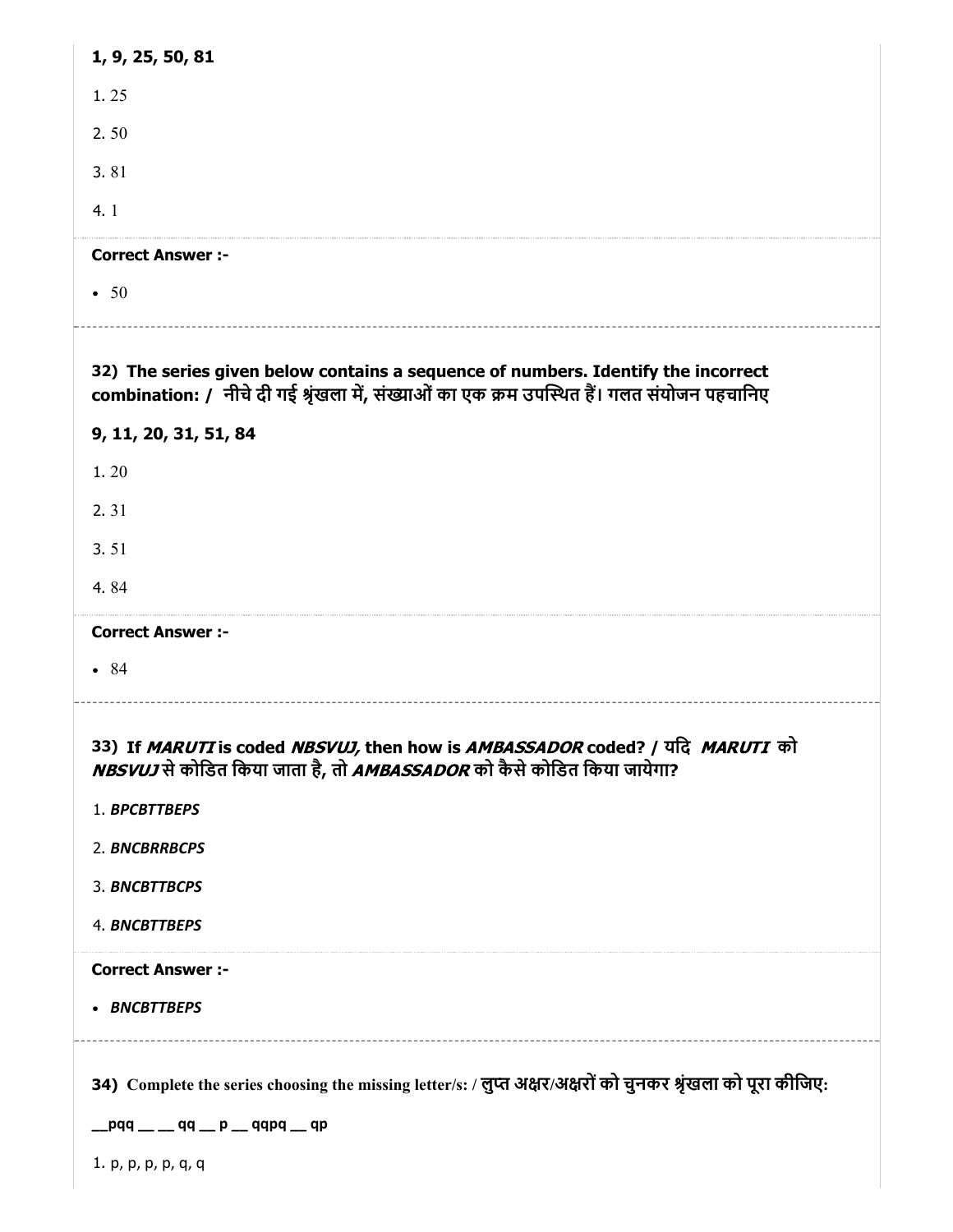**1, 9, 25, 50, 81**

1. 25
2. 50
3. 81
4. 1

**Correct Answer :-**

- 50

**32) The series given below contains a sequence of numbers. Identify the incorrect combination: / नीचे दी गई श्रृंखला में, संख्याओं का एक क्रम उपस्थित हैं। गलत संयोजन पहचानिए**

**9, 11, 20, 31, 51, 84**

1. 20
2. 31
3. 51
4. 84

**Correct Answer :-**

- 84

**33) If *MARUTI* is coded *NBSVUJ,* then how is *AMBASSADOR* coded? / यदि *MARUTI* को *NBSVUJ* से कोडित किया जाता है, तो *AMBASSADOR* को कैसे कोडित किया जायेगा?**

1. ***BPCBTTBEPS***
2. ***BNCBRRBCPS***
3. ***BNCBTTBCPS***
4. ***BNCBTTBEPS***

**Correct Answer :-**

- ***BNCBTTBEPS***

**34) Complete the series choosing the missing letter/s: / लुप्त अक्षर/अक्षरों को चुनकर श्रृंखला को पूरा कीजिए:**

__pqq __ __ qq __ p __ qqpq __ qp

1. p, p, p, p, q, q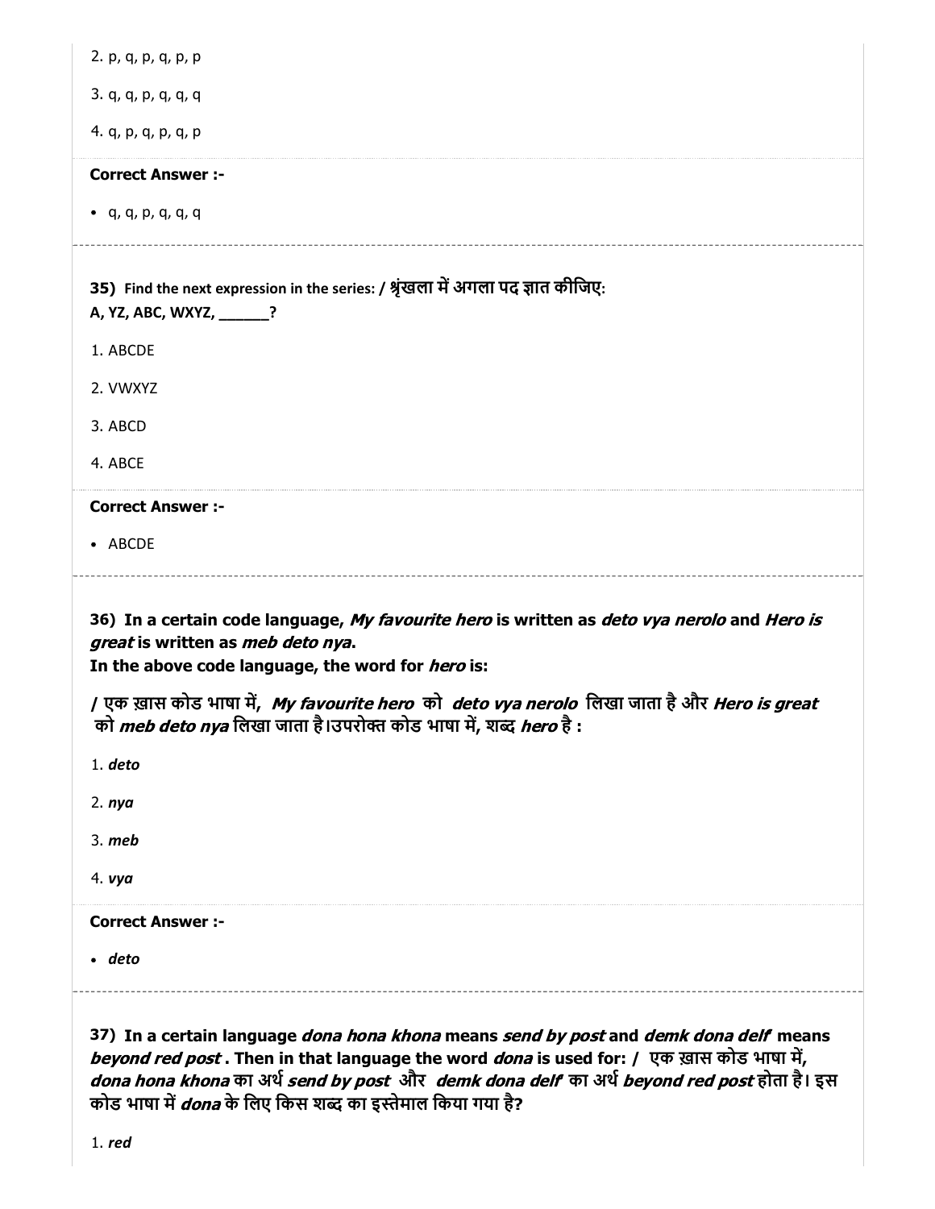2. p, q, p, q, p, p

3. q, q, p, q, q, q

4. q, p, q, p, q, p

**Correct Answer :-**

- q, q, p, q, q, q

---

**35) Find the next expression in the series: / श्रृंखला में अगला पद ज्ञात कीजिए:**
**A, YZ, ABC, WXYZ, ______?**

1. ABCDE

2. VWXYZ

3. ABCD

4. ABCE

**Correct Answer :-**

- ABCDE

---

**36) In a certain code language, *My favourite hero* is written as *deto vya nerolo* and *Hero is great* is written as *meb deto nya*.**
**In the above code language, the word for *hero* is:**

**/ एक ख़ास कोड भाषा में, *My favourite hero* को *deto vya nerolo* लिखा जाता है और *Hero is great* को *meb deto nya* लिखा जाता है।उपरोक्त कोड भाषा में, शब्द *hero* है :**

1. ***deto***

2. ***nya***

3. ***meb***

4. ***vya***

**Correct Answer :-**

- ***deto***

---

**37) In a certain language *dona hona khona* means *send by post* and *demk dona delf* means *beyond red post* . Then in that language the word *dona* is used for: / एक ख़ास कोड भाषा में, *dona hona khona* का अर्थ *send by post* और *demk dona delf* का अर्थ *beyond red post* होता है। इस कोड भाषा में *dona* के लिए किस शब्द का इस्तेमाल किया गया है?**

1. ***red***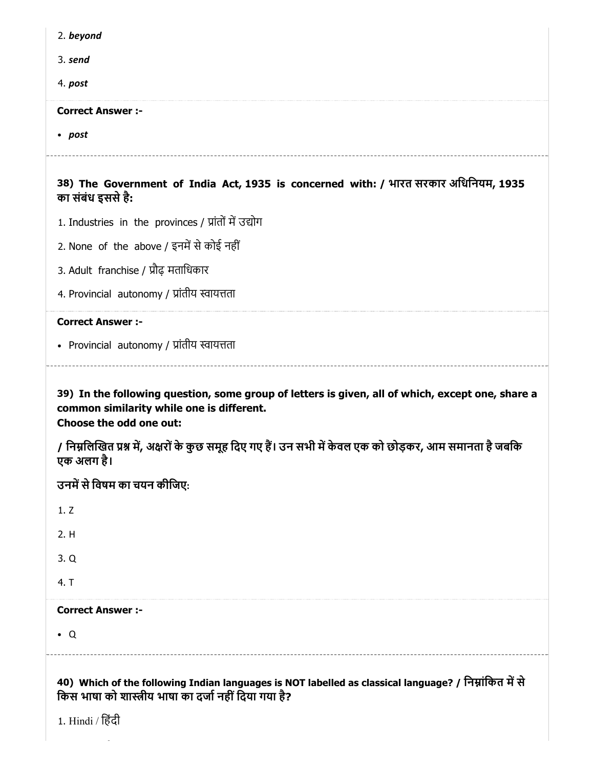2. *beyond*

3. *send*

4. *post*

**Correct Answer :-**

- *post*

---

**38) The Government of India Act, 1935 is concerned with: / भारत सरकार अधिनियम, 1935 का संबंध इससे है:**

1. Industries in the provinces / प्रांतों में उद्योग

2. None of the above / इनमें से कोई नहीं

3. Adult franchise / प्रौढ़ मताधिकार

4. Provincial autonomy / प्रांतीय स्वायत्तता

**Correct Answer :-**

- Provincial autonomy / प्रांतीय स्वायत्तता

---

**39) In the following question, some group of letters is given, all of which, except one, share a common similarity while one is different.**
**Choose the odd one out:**

**/ निम्नलिखित प्रश्न में, अक्षरों के कुछ समूह दिए गए हैं। उन सभी में केवल एक को छोड़कर, आम समानता है जबकि एक अलग है।**

**उनमें से विषम का चयन कीजिए:**

1. Z

2. H

3. Q

4. T

**Correct Answer :-**

- Q

---

**40) Which of the following Indian languages is NOT labelled as classical language? / निम्नांकित में से किस भाषा को शास्त्रीय भाषा का दर्जा नहीं दिया गया है?**

1. Hindi / हिंदी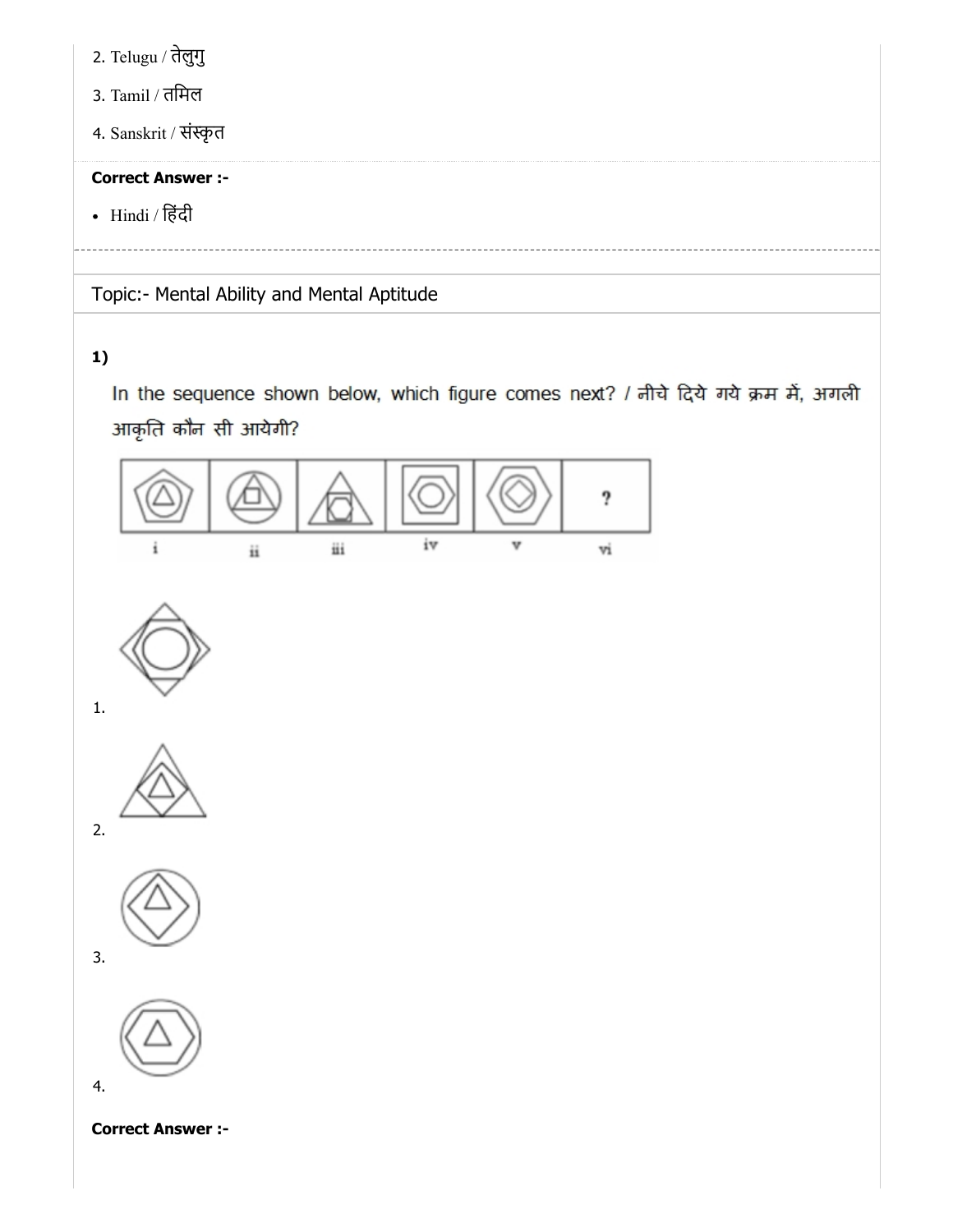2. Telugu / तेलुगु

3. Tamil / तमिल

4. Sanskrit / संस्कृत

**Correct Answer :-**

- Hindi / हिंदी

---

Topic:- Mental Ability and Mental Aptitude

**1)**

In the sequence shown below, which figure comes next? / नीचे दिये गये क्रम में, अगली आकृति कौन सी आयेगी?

i ii iii iv v vi

1.

2.

3.

4.

**Correct Answer :-**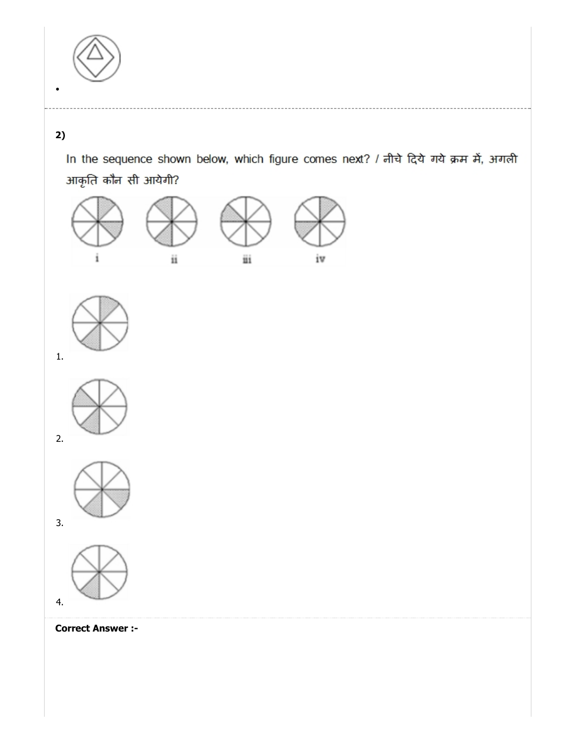•

---

**2)**

In the sequence shown below, which figure comes next? / नीचे दिये गये क्रम में, अगली आकृति कौन सी आयेगी?

i ii iii iv

1.

2.

3.

4.

**Correct Answer :-**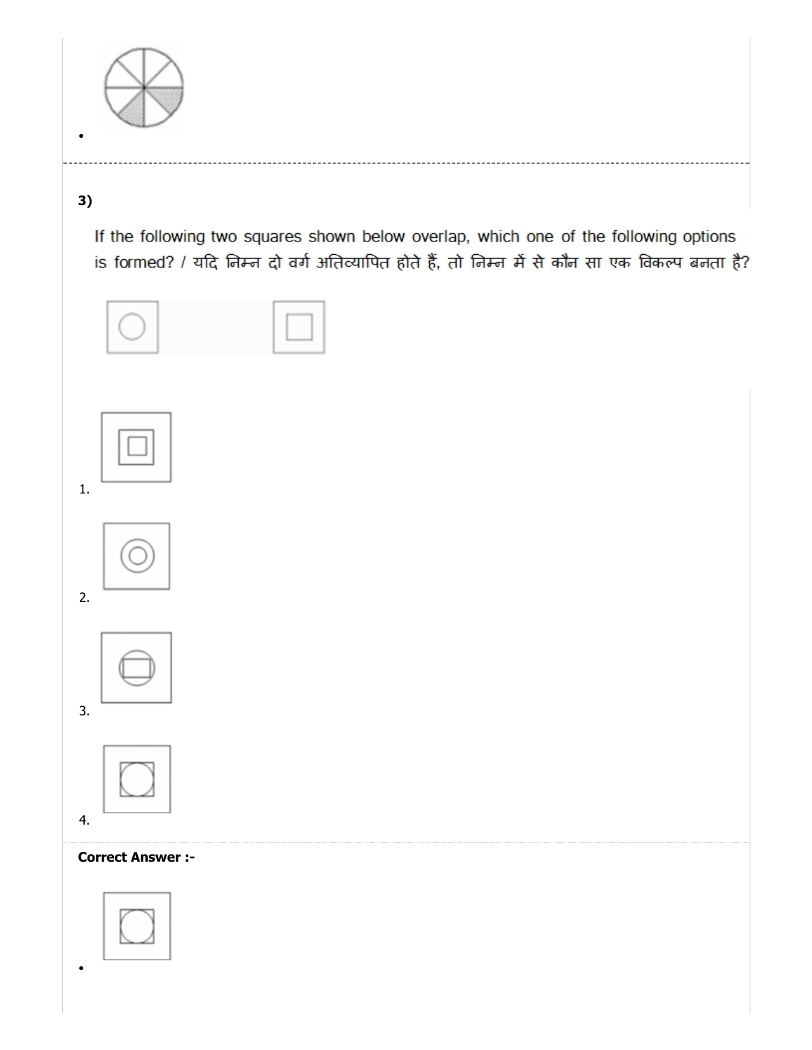•

---

**3)**

If the following two squares shown below overlap, which one of the following options is formed? / यदि निम्न दो वर्ग अतिव्यापित होते हैं, तो निम्न में से कौन सा एक विकल्प बनता है?

1.

2.

3.

4.

**Correct Answer :-**

•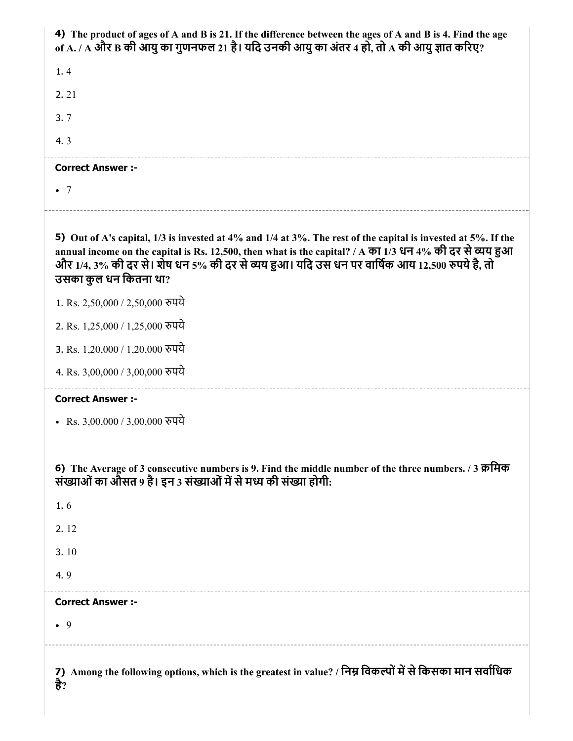**4)** **The product of ages of A and B is 21. If the difference between the ages of A and B is 4. Find the age of A. / A और B की आयु का गुणनफल 21 है। यदि उनकी आयु का अंतर 4 हो, तो A की आयु ज्ञात करिए?**

1. 4
2. 21
3. 7
4. 3

**Correct Answer :-**

- 7

---

**5)** **Out of A's capital, 1/3 is invested at 4% and 1/4 at 3%. The rest of the capital is invested at 5%. If the annual income on the capital is Rs. 12,500, then what is the capital? / A का 1/3 धन 4% की दर से व्यय हुआ और 1/4, 3% की दर से। शेष धन 5% की दर से व्यय हुआ। यदि उस धन पर वार्षिक आय 12,500 रुपये है, तो उसका कुल धन कितना था?**

1. Rs. 2,50,000 / 2,50,000 रुपये
2. Rs. 1,25,000 / 1,25,000 रुपये
3. Rs. 1,20,000 / 1,20,000 रुपये
4. Rs. 3,00,000 / 3,00,000 रुपये

**Correct Answer :-**

- Rs. 3,00,000 / 3,00,000 रुपये

---

**6)** **The Average of 3 consecutive numbers is 9. Find the middle number of the three numbers. / 3 क्रमिक संख्याओं का औसत 9 है। इन 3 संख्याओं में से मध्य की संख्या होगी:**

1. 6
2. 12
3. 10
4. 9

**Correct Answer :-**

- 9

---

**7)** **Among the following options, which is the greatest in value? / निम्न विकल्पों में से किसका मान सर्वाधिक है?**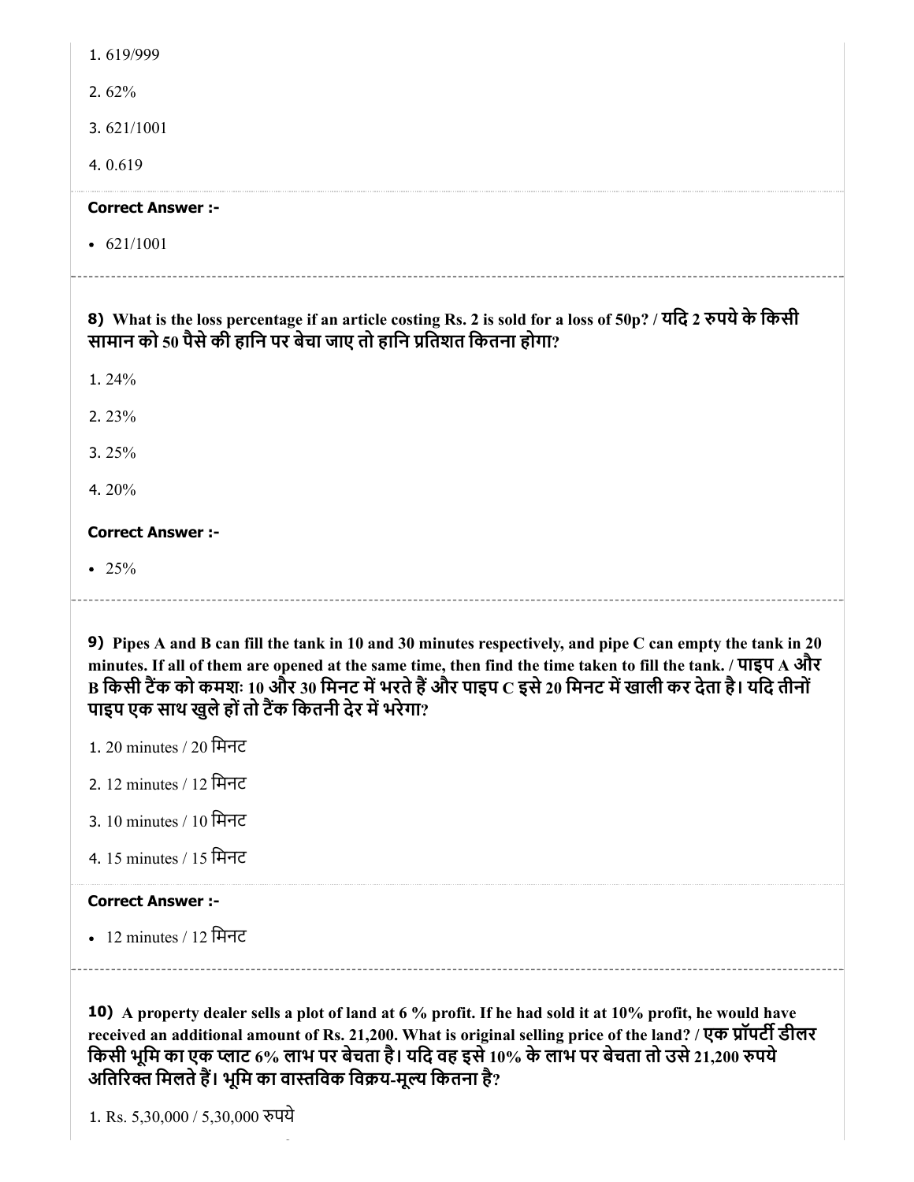1. 619/999

2. 62%

3. 621/1001

4. 0.619

**Correct Answer :-**

- 621/1001

---

**8) What is the loss percentage if an article costing Rs. 2 is sold for a loss of 50p? / यदि 2 रुपये के किसी सामान को 50 पैसे की हानि पर बेचा जाए तो हानि प्रतिशत कितना होगा?**

1. 24%

2. 23%

3. 25%

4. 20%

**Correct Answer :-**

- 25%

---

**9) Pipes A and B can fill the tank in 10 and 30 minutes respectively, and pipe C can empty the tank in 20 minutes. If all of them are opened at the same time, then find the time taken to fill the tank. / पाइप A और B किसी टैंक को कमशः 10 और 30 मिनट में भरते हैं और पाइप C इसे 20 मिनट में खाली कर देता है। यदि तीनों पाइप एक साथ खुले हों तो टैंक कितनी देर में भरेगा?**

1. 20 minutes / 20 मिनट

2. 12 minutes / 12 मिनट

3. 10 minutes / 10 मिनट

4. 15 minutes / 15 मिनट

**Correct Answer :-**

- 12 minutes / 12 मिनट

---

**10) A property dealer sells a plot of land at 6 % profit. If he had sold it at 10% profit, he would have received an additional amount of Rs. 21,200. What is original selling price of the land? / एक प्रॉपर्टी डीलर किसी भूमि का एक प्लाट 6% लाभ पर बेचता है। यदि वह इसे 10% के लाभ पर बेचता तो उसे 21,200 रुपये अतिरिक्त मिलते हैं। भूमि का वास्तविक विक्रय-मूल्य कितना है?**

1. Rs. 5,30,000 / 5,30,000 रुपये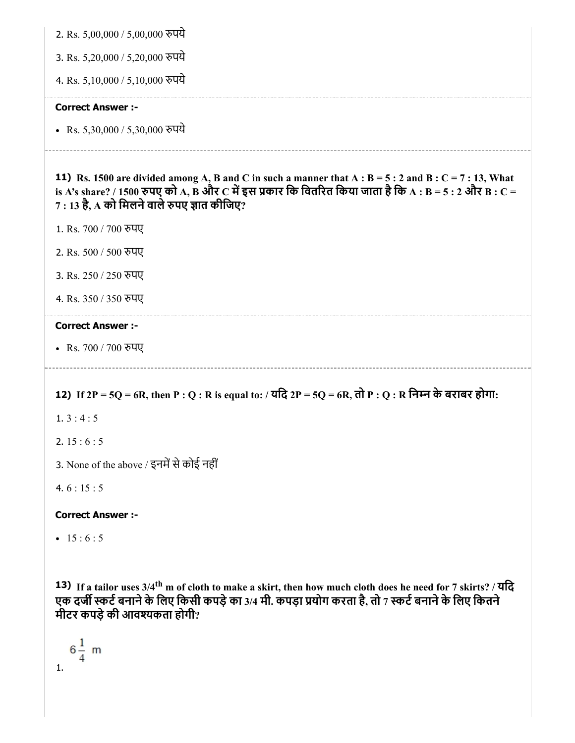2. Rs. 5,00,000 / 5,00,000 रुपये

3. Rs. 5,20,000 / 5,20,000 रुपये

4. Rs. 5,10,000 / 5,10,000 रुपये

**Correct Answer :-**

- Rs. 5,30,000 / 5,30,000 रुपये

---

**11) Rs. 1500 are divided among A, B and C in such a manner that A : B = 5 : 2 and B : C = 7 : 13, What is A's share? / 1500 रुपए को A, B और C में इस प्रकार कि वितरित किया जाता है कि A : B = 5 : 2 और B : C = 7 : 13 है, A को मिलने वाले रुपए ज्ञात कीजिए?**

1. Rs. 700 / 700 रुपए

2. Rs. 500 / 500 रुपए

3. Rs. 250 / 250 रुपए

4. Rs. 350 / 350 रुपए

**Correct Answer :-**

- Rs. 700 / 700 रुपए

---

**12) If 2P = 5Q = 6R, then P : Q : R is equal to: / यदि 2P = 5Q = 6R, तो P : Q : R निम्न के बराबर होगा:**

1. 3 : 4 : 5

2. 15 : 6 : 5

3. None of the above / इनमें से कोई नहीं

4. 6 : 15 : 5

**Correct Answer :-**

- 15 : 6 : 5

**13) If a tailor uses 3/4$^{th}$ m of cloth to make a skirt, then how much cloth does he need for 7 skirts? / यदि एक दर्जी स्कर्ट बनाने के लिए किसी कपड़े का 3/4 मी. कपड़ा प्रयोग करता है, तो 7 स्कर्ट बनाने के लिए कितने मीटर कपड़े की आवश्यकता होगी?**

1. $6\frac{1}{4}$ m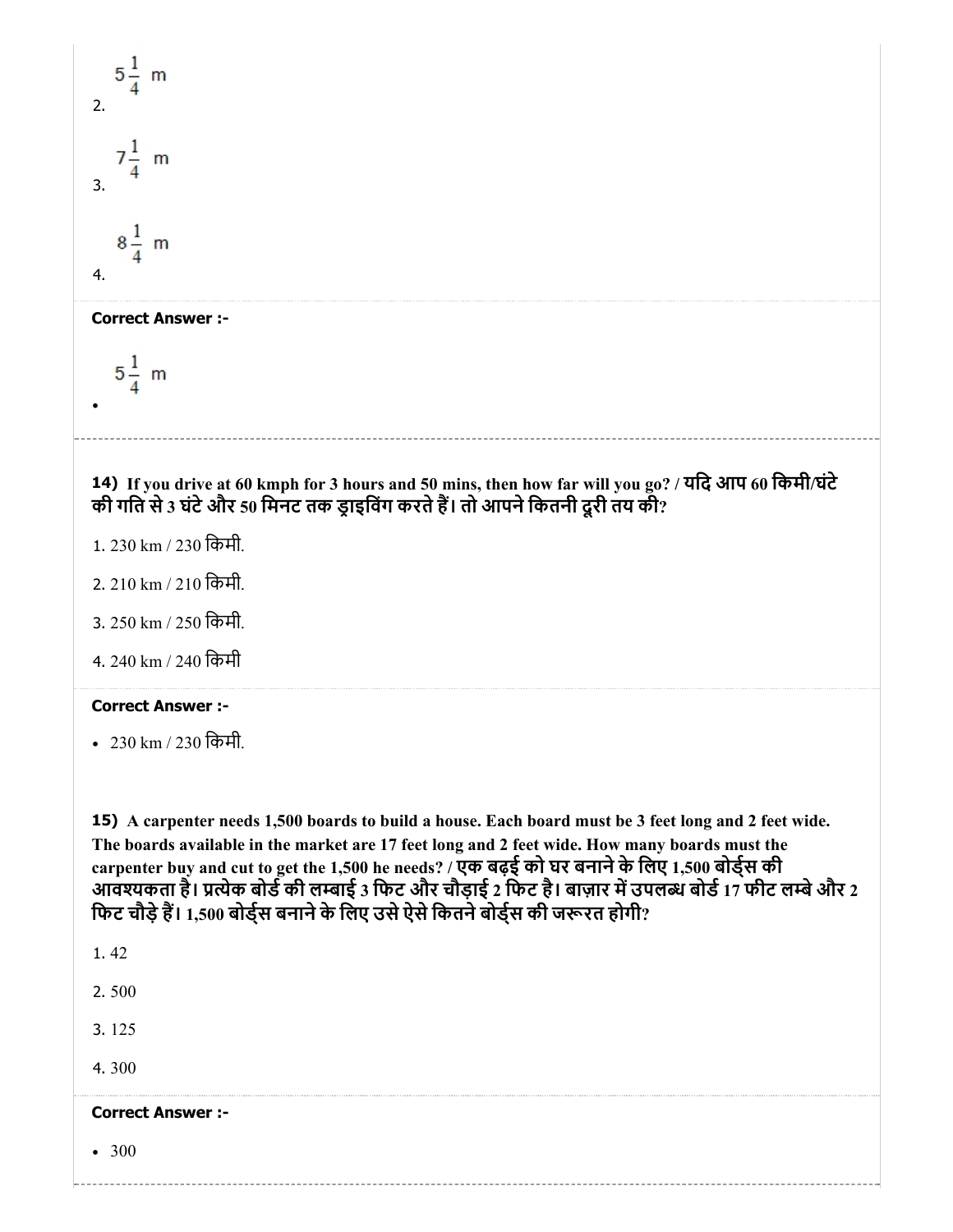$5\frac{1}{4}$ m

2.

$7\frac{1}{4}$ m

3.

$8\frac{1}{4}$ m

4.

**Correct Answer :-**

- $5\frac{1}{4}$ m

---

**14)** **If you drive at 60 kmph for 3 hours and 50 mins, then how far will you go? / यदि आप 60 किमी/घंटे की गति से 3 घंटे और 50 मिनट तक ड्राइविंग करते हैं। तो आपने कितनी दूरी तय की?**

1. 230 km / 230 किमी.

2. 210 km / 210 किमी.

3. 250 km / 250 किमी.

4. 240 km / 240 किमी

**Correct Answer :-**

- 230 km / 230 किमी.

**15)** **A carpenter needs 1,500 boards to build a house. Each board must be 3 feet long and 2 feet wide. The boards available in the market are 17 feet long and 2 feet wide. How many boards must the carpenter buy and cut to get the 1,500 he needs? / एक बढ़ई को घर बनाने के लिए 1,500 बोर्ड्स की आवश्यकता है। प्रत्येक बोर्ड की लम्बाई 3 फिट और चौड़ाई 2 फिट है। बाज़ार में उपलब्ध बोर्ड 17 फीट लम्बे और 2 फिट चौड़े हैं। 1,500 बोर्ड्स बनाने के लिए उसे ऐसे कितने बोर्ड्स की जरूरत होगी?**

1. 42

2. 500

3. 125

4. 300

**Correct Answer :-**

- 300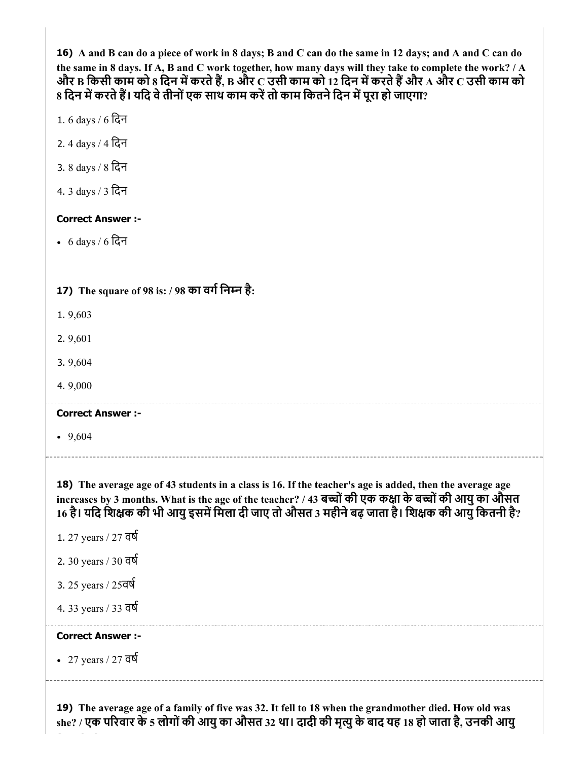**16)** **A and B can do a piece of work in 8 days; B and C can do the same in 12 days; and A and C can do the same in 8 days. If A, B and C work together, how many days will they take to complete the work? / A और B किसी काम को 8 दिन में करते हैं, B और C उसी काम को 12 दिन में करते हैं और A और C उसी काम को 8 दिन में करते हैं। यदि वे तीनों एक साथ काम करें तो काम कितने दिन में पूरा हो जाएगा?**

1. 6 days / 6 दिन
2. 4 days / 4 दिन
3. 8 days / 8 दिन
4. 3 days / 3 दिन

**Correct Answer :-**

- 6 days / 6 दिन

**17)** **The square of 98 is: / 98 का वर्ग निम्न है:**

1. 9,603
2. 9,601
3. 9,604
4. 9,000

**Correct Answer :-**

- 9,604

**18)** **The average age of 43 students in a class is 16. If the teacher's age is added, then the average age increases by 3 months. What is the age of the teacher? / 43 बच्चों की एक कक्षा के बच्चों की आयु का औसत 16 है। यदि शिक्षक की भी आयु इसमें मिला दी जाए तो औसत 3 महीने बढ़ जाता है। शिक्षक की आयु कितनी है?**

1. 27 years / 27 वर्ष
2. 30 years / 30 वर्ष
3. 25 years / 25वर्ष
4. 33 years / 33 वर्ष

**Correct Answer :-**

- 27 years / 27 वर्ष

**19)** **The average age of a family of five was 32. It fell to 18 when the grandmother died. How old was she? / एक परिवार के 5 लोगों की आयु का औसत 32 था। दादी की मृत्यु के बाद यह 18 हो जाता है, उनकी आयु**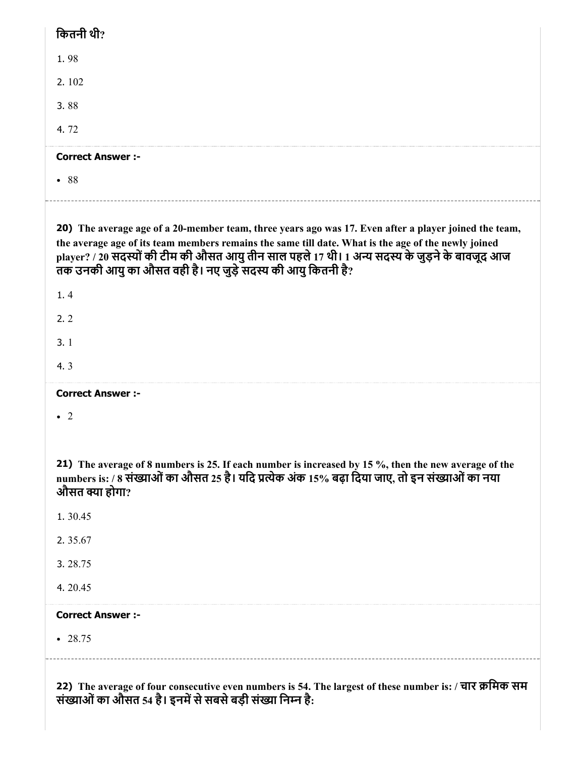कितनी थी?

1. 98

2. 102

3. 88

4. 72

**Correct Answer :-**

- 88

**20)** **The average age of a 20-member team, three years ago was 17. Even after a player joined the team, the average age of its team members remains the same till date. What is the age of the newly joined player? / 20 सदस्यों की टीम की औसत आयु तीन साल पहले 17 थी। 1 अन्य सदस्य के जुड़ने के बावजूद आज तक उनकी आयु का औसत वही है। नए जुड़े सदस्य की आयु कितनी है?**

1. 4

2. 2

3. 1

4. 3

**Correct Answer :-**

- 2

**21)** **The average of 8 numbers is 25. If each number is increased by 15 %, then the new average of the numbers is: / 8 संख्याओं का औसत 25 है। यदि प्रत्येक अंक 15% बढ़ा दिया जाए, तो इन संख्याओं का नया औसत क्या होगा?**

1. 30.45

2. 35.67

3. 28.75

4. 20.45

**Correct Answer :-**

- 28.75

**22)** **The average of four consecutive even numbers is 54. The largest of these number is: / चार क्रमिक सम संख्याओं का औसत 54 है। इनमें से सबसे बड़ी संख्या निम्न है:**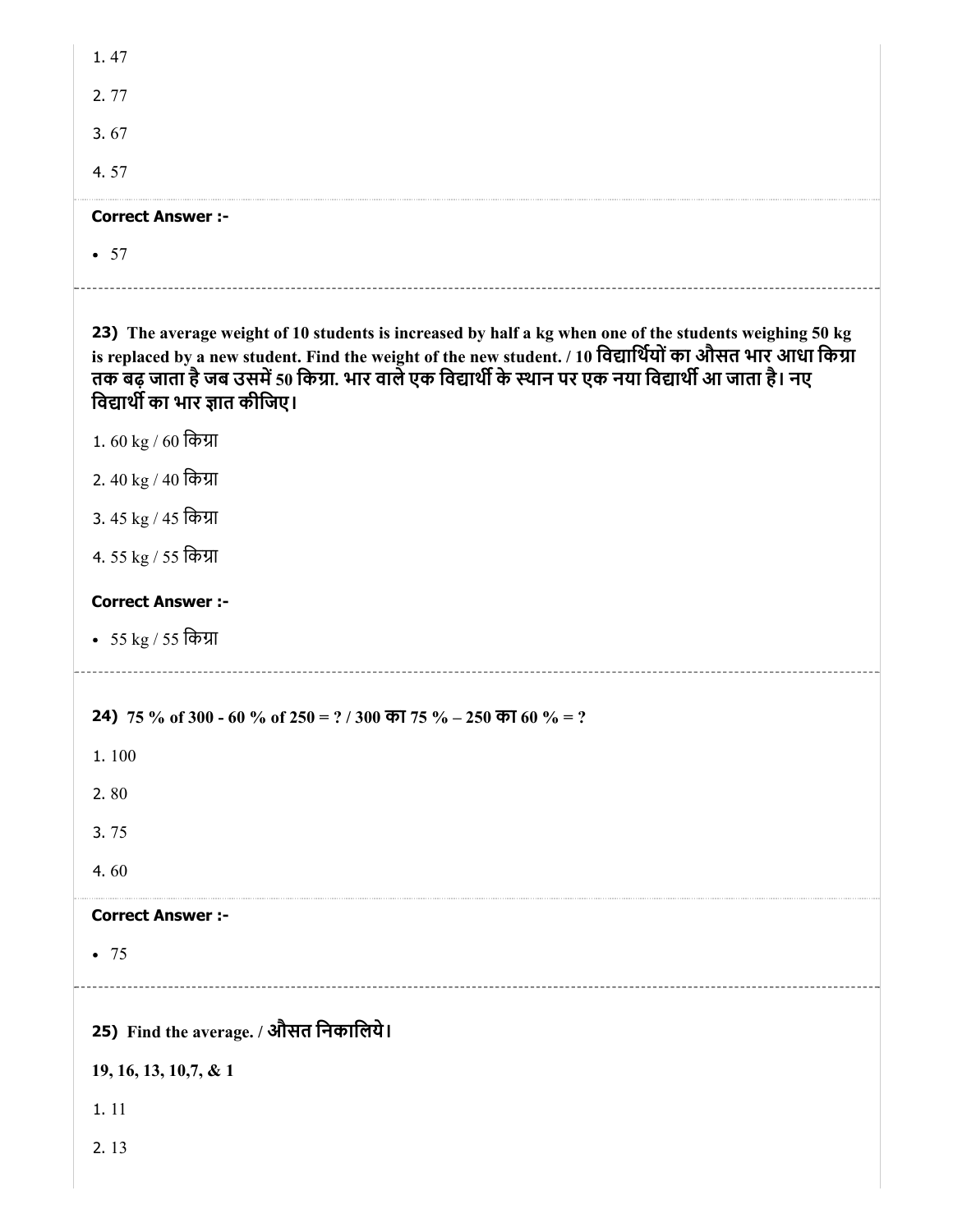1. 47

2. 77

3. 67

4. 57

**Correct Answer :-**

- 57

---

**23)** **The average weight of 10 students is increased by half a kg when one of the students weighing 50 kg is replaced by a new student. Find the weight of the new student. / 10 विद्यार्थियों का औसत भार आधा किग्रा तक बढ़ जाता है जब उसमें 50 किग्रा. भार वाले एक विद्यार्थी के स्थान पर एक नया विद्यार्थी आ जाता है। नए विद्यार्थी का भार ज्ञात कीजिए।**

1. 60 kg / 60 किग्रा

2. 40 kg / 40 किग्रा

3. 45 kg / 45 किग्रा

4. 55 kg / 55 किग्रा

**Correct Answer :-**

- 55 kg / 55 किग्रा

---

**24)** **75 % of 300 - 60 % of 250 = ? / 300 का 75 % – 250 का 60 % = ?**

1. 100

2. 80

3. 75

4. 60

**Correct Answer :-**

- 75

---

**25)** **Find the average. / औसत निकालिये।**

**19, 16, 13, 10,7, & 1**

1. 11

2. 13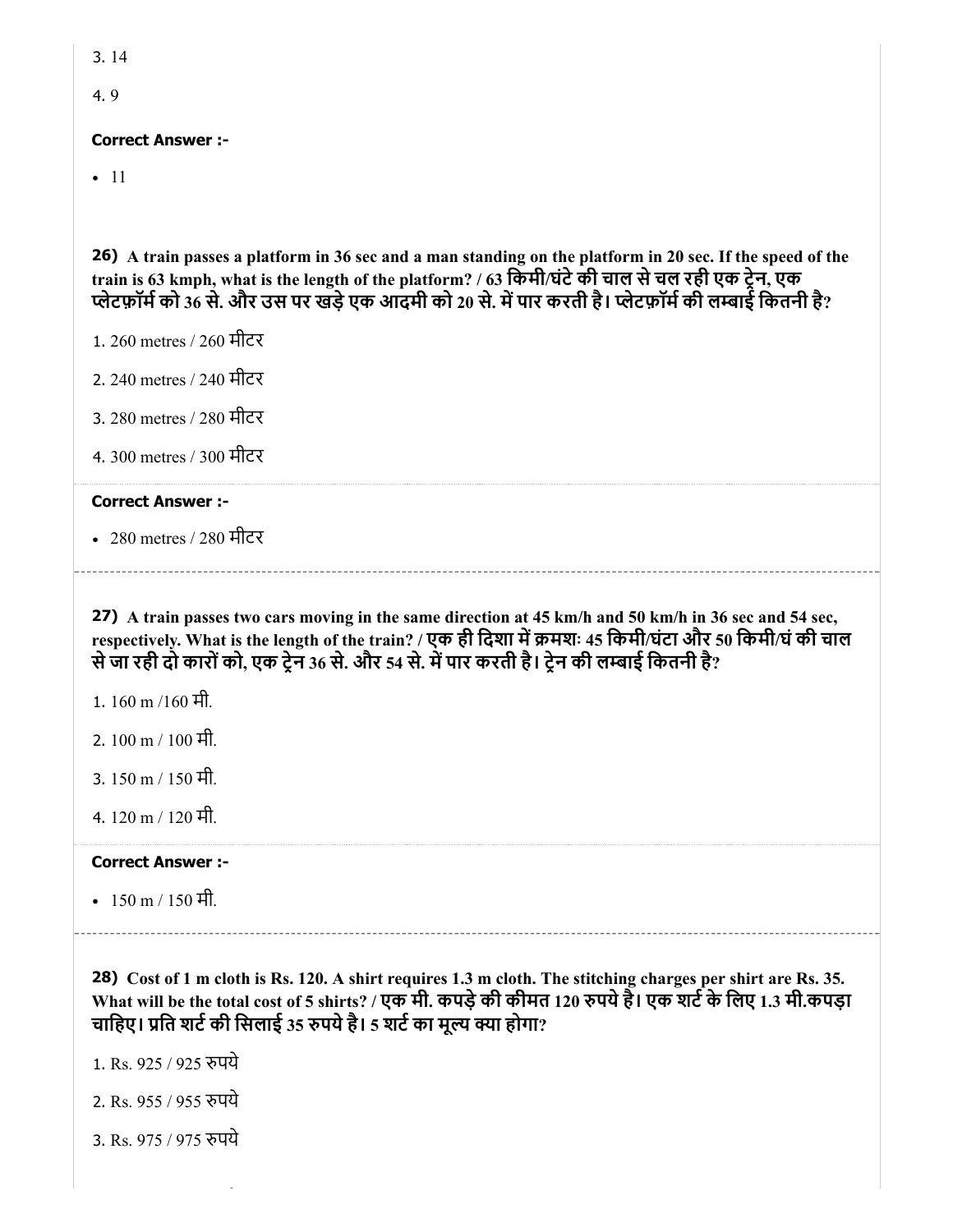3. 14

4. 9

**Correct Answer :-**

- 11

**26)** **A train passes a platform in 36 sec and a man standing on the platform in 20 sec. If the speed of the train is 63 kmph, what is the length of the platform? / 63 किमी/घंटे की चाल से चल रही एक ट्रेन, एक प्लेटफ़ॉर्म को 36 से. और उस पर खड़े एक आदमी को 20 से. में पार करती है। प्लेटफ़ॉर्म की लम्बाई कितनी है?**

1. 260 metres / 260 मीटर

2. 240 metres / 240 मीटर

3. 280 metres / 280 मीटर

4. 300 metres / 300 मीटर

**Correct Answer :-**

- 280 metres / 280 मीटर

**27)** **A train passes two cars moving in the same direction at 45 km/h and 50 km/h in 36 sec and 54 sec, respectively. What is the length of the train? / एक ही दिशा में क्रमशः 45 किमी/घंटा और 50 किमी/घं की चाल से जा रही दो कारों को, एक ट्रेन 36 से. और 54 से. में पार करती है। ट्रेन की लम्बाई कितनी है?**

1. 160 m /160 मी.

2. 100 m / 100 मी.

3. 150 m / 150 मी.

4. 120 m / 120 मी.

**Correct Answer :-**

- 150 m / 150 मी.

**28)** **Cost of 1 m cloth is Rs. 120. A shirt requires 1.3 m cloth. The stitching charges per shirt are Rs. 35. What will be the total cost of 5 shirts? / एक मी. कपड़े की कीमत 120 रुपये है। एक शर्ट के लिए 1.3 मी.कपड़ा चाहिए। प्रति शर्ट की सिलाई 35 रुपये है। 5 शर्ट का मूल्य क्या होगा?**

1. Rs. 925 / 925 रुपये

2. Rs. 955 / 955 रुपये

3. Rs. 975 / 975 रुपये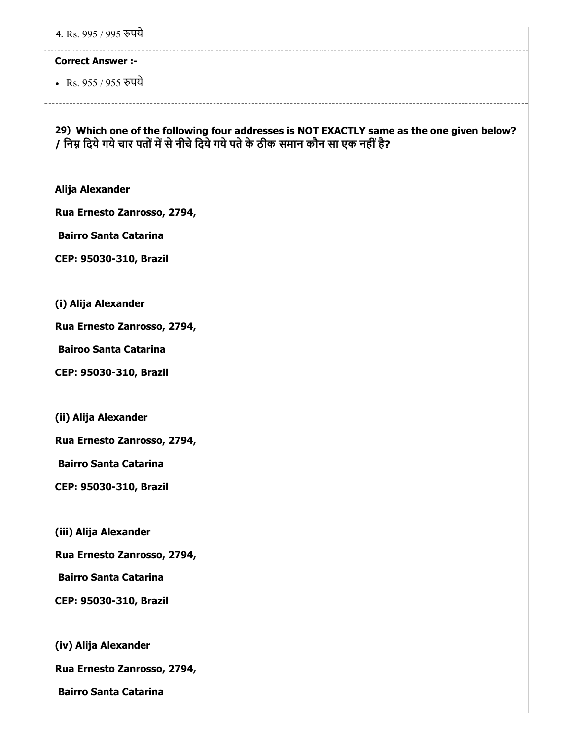4. Rs. 995 / 995 रुपये

**Correct Answer :-**

- Rs. 955 / 955 रुपये

---

**29) Which one of the following four addresses is NOT EXACTLY same as the one given below? / निम्न दिये गये चार पतों में से नीचे दिये गये पते के ठीक समान कौन सा एक नहीं है?**

**Alija Alexander**

**Rua Ernesto Zanrosso, 2794,**

**Bairro Santa Catarina**

**CEP: 95030-310, Brazil**

**(i) Alija Alexander**

**Rua Ernesto Zanrosso, 2794,**

**Bairoo Santa Catarina**

**CEP: 95030-310, Brazil**

**(ii) Alija Alexander**

**Rua Ernesto Zanrosso, 2794,**

**Bairro Santa Catarina**

**CEP: 95030-310, Brazil**

**(iii) Alija Alexander**

**Rua Ernesto Zanrosso, 2794,**

**Bairro Santa Catarina**

**CEP: 95030-310, Brazil**

**(iv) Alija Alexander**

**Rua Ernesto Zanrosso, 2794,**

**Bairro Santa Catarina**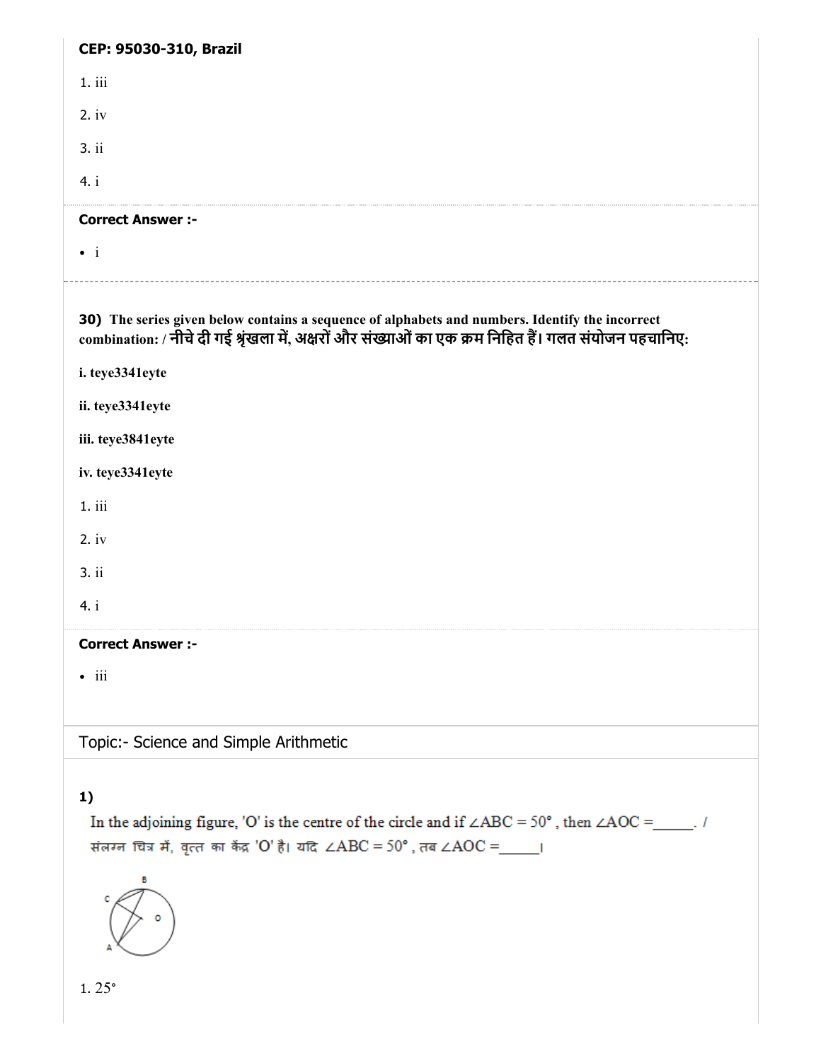**CEP: 95030-310, Brazil**

1. iii

2. iv

3. ii

4. i

**Correct Answer :-**

- i

---

**30)** **The series given below contains a sequence of alphabets and numbers. Identify the incorrect combination: / नीचे दी गई श्रृंखला में, अक्षरों और संख्याओं का एक क्रम निहित हैं। गलत संयोजन पहचानिए:**

**i. teye3341eyte**

**ii. teye3341eyte**

**iii. teye3841eyte**

**iv. teye3341eyte**

1. iii

2. iv

3. ii

4. i

**Correct Answer :-**

- iii

---

Topic:- Science and Simple Arithmetic

**1)**

In the adjoining figure, 'O' is the centre of the circle and if $\angle ABC = 50°$, then $\angle AOC =$\_\_\_\_\_. / संलग्न चित्र में, वृत्त का केंद्र 'O' है। यदि $\angle ABC = 50°$, तब $\angle AOC =$\_\_\_\_\_।

1. 25°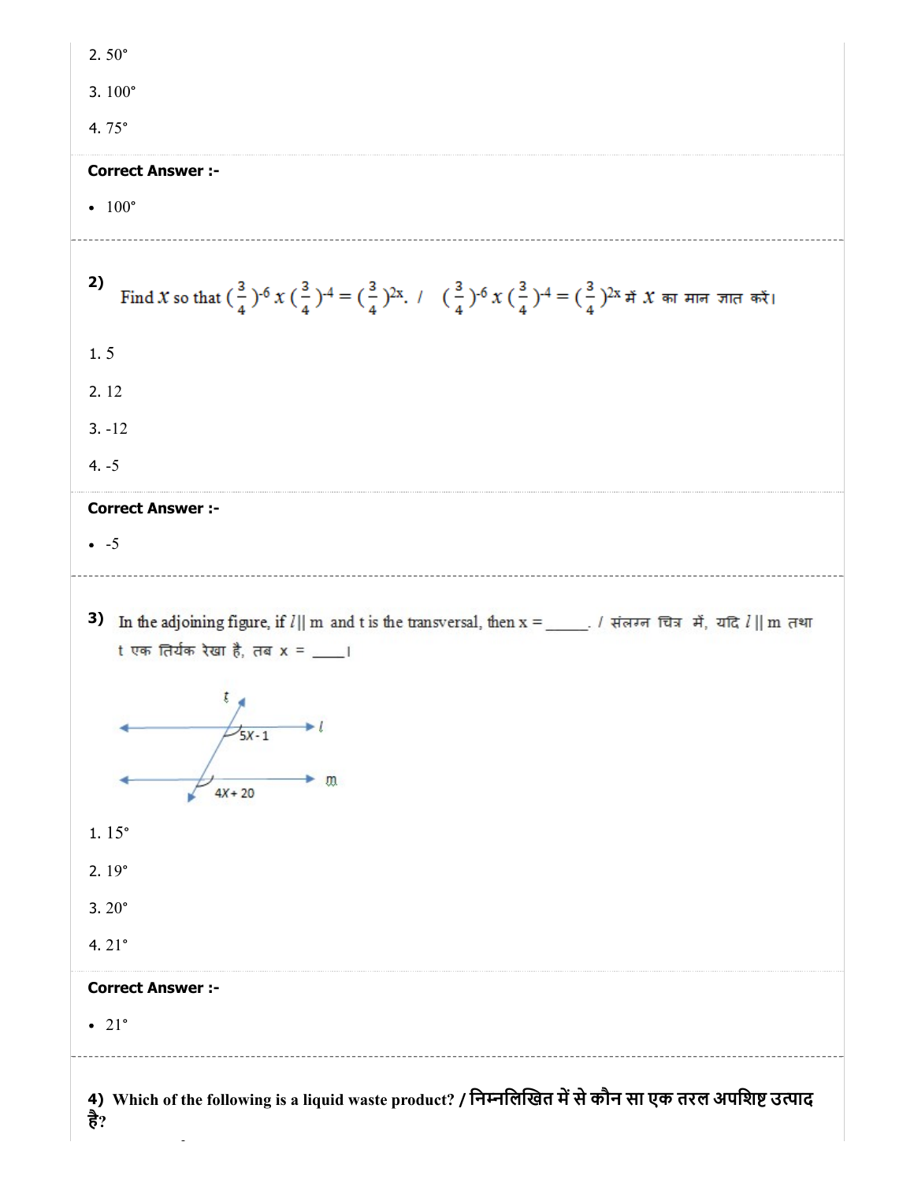2. 50°

3. 100°

4. 75°

**Correct Answer :-**

- 100°

---

**2)** Find $x$ so that $(\frac{3}{4})^{-6} x (\frac{3}{4})^{-4} = (\frac{3}{4})^{2x}$. / $(\frac{3}{4})^{-6} x (\frac{3}{4})^{-4} = (\frac{3}{4})^{2x}$ में $x$ का मान ज्ञात करें।

1. 5

2. 12

3. -12

4. -5

**Correct Answer :-**

- -5

---

**3)** In the adjoining figure, if $l$ || m and t is the transversal, then x = _____. / संलग्न चित्र में, यदि $l$ || m तथा t एक तिर्यक रेखा है, तब x = ____।

1. 15°

2. 19°

3. 20°

4. 21°

**Correct Answer :-**

- 21°

---

**4) Which of the following is a liquid waste product? / निम्नलिखित में से कौन सा एक तरल अपशिष्ट उत्पाद है?**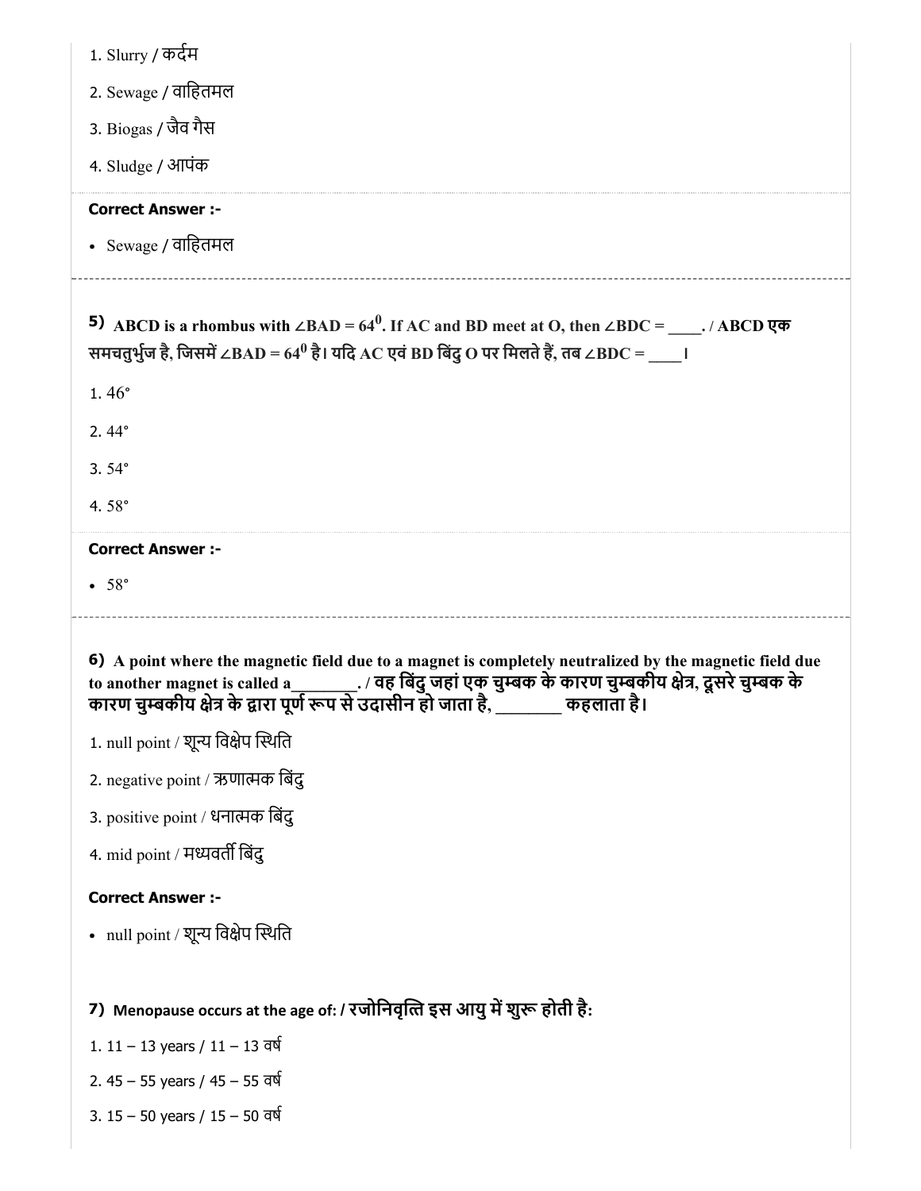1. Slurry / कर्दम

2. Sewage / वाहितमल

3. Biogas / जैव गैस

4. Sludge / आपंक

**Correct Answer :-**

- Sewage / वाहितमल

---

**5) ABCD is a rhombus with ∠BAD = $64^0$. If AC and BD meet at O, then ∠BDC = ____. / ABCD एक समचतुर्भुज है, जिसमें ∠BAD = $64^0$ है। यदि AC एवं BD बिंदु O पर मिलते हैं, तब ∠BDC = ____।**

1. 46°

2. 44°

3. 54°

4. 58°

**Correct Answer :-**

- 58°

---

**6) A point where the magnetic field due to a magnet is completely neutralized by the magnetic field due to another magnet is called a_______. / वह बिंदु जहां एक चुम्बक के कारण चुम्बकीय क्षेत्र, दूसरे चुम्बक के कारण चुम्बकीय क्षेत्र के द्वारा पूर्ण रूप से उदासीन हो जाता है, _______ कहलाता है।**

1. null point / शून्य विक्षेप स्थिति

2. negative point / ऋणात्मक बिंदु

3. positive point / धनात्मक बिंदु

4. mid point / मध्यवर्ती बिंदु

**Correct Answer :-**

- null point / शून्य विक्षेप स्थिति

**7) Menopause occurs at the age of: / रजोनिवृत्ति इस आयु में शुरू होती है:**

1. 11 – 13 years / 11 – 13 वर्ष

2. 45 – 55 years / 45 – 55 वर्ष

3. 15 – 50 years / 15 – 50 वर्ष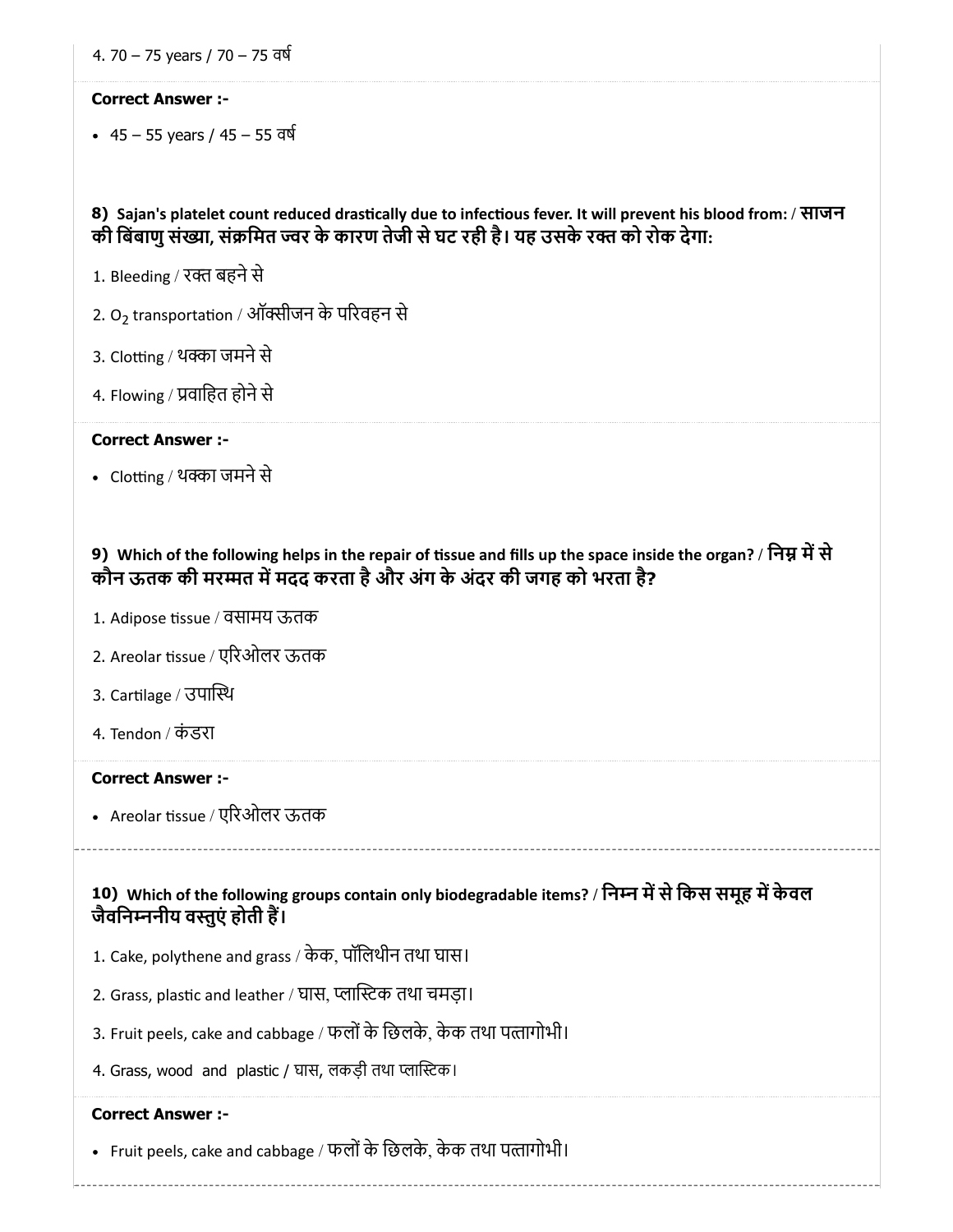4. 70 – 75 years / 70 – 75 वर्ष

**Correct Answer :-**

- 45 – 55 years / 45 – 55 वर्ष

**8) Sajan's platelet count reduced drastically due to infectious fever. It will prevent his blood from: / साजन की बिंबाणु संख्या, संक्रमित ज्वर के कारण तेजी से घट रही है। यह उसके रक्त को रोक देगा:**

1. Bleeding / रक्त बहने से
2. $O_2$ transportation / ऑक्सीजन के परिवहन से
3. Clotting / थक्का जमने से
4. Flowing / प्रवाहित होने से

**Correct Answer :-**

- Clotting / थक्का जमने से

**9) Which of the following helps in the repair of tissue and fills up the space inside the organ? / निम्न में से कौन ऊतक की मरम्मत में मदद करता है और अंग के अंदर की जगह को भरता है?**

1. Adipose tissue / वसामय ऊतक
2. Areolar tissue / एरिओलर ऊतक
3. Cartilage / उपास्थि
4. Tendon / कंडरा

**Correct Answer :-**

- Areolar tissue / एरिओलर ऊतक

**10) Which of the following groups contain only biodegradable items? / निम्न में से किस समूह में केवल जैवनिम्ननीय वस्तुएं होती हैं।**

1. Cake, polythene and grass / केक, पॉलिथीन तथा घास।
2. Grass, plastic and leather / घास, प्लास्टिक तथा चमड़ा।
3. Fruit peels, cake and cabbage / फलों के छिलके, केक तथा पत्तागोभी।
4. Grass, wood and plastic / घास, लकड़ी तथा प्लास्टिक।

**Correct Answer :-**

- Fruit peels, cake and cabbage / फलों के छिलके, केक तथा पत्तागोभी।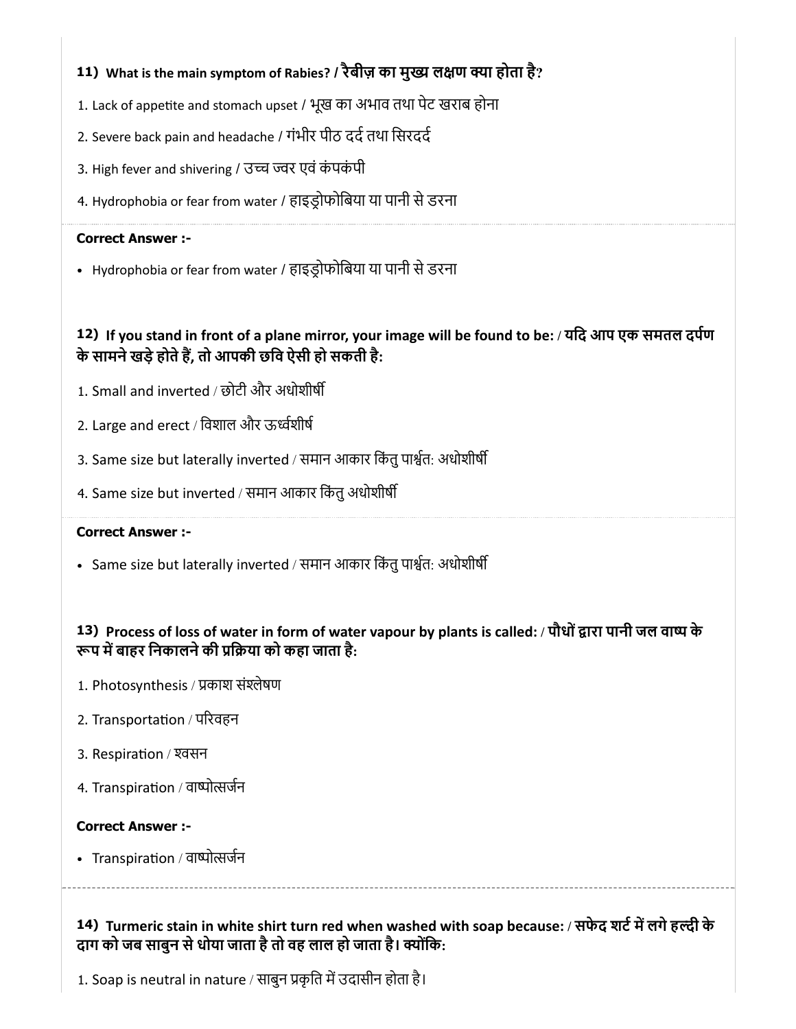**11) What is the main symptom of Rabies? / रैबीज़ का मुख्य लक्षण क्या होता है?**

1. Lack of appetite and stomach upset / भूख का अभाव तथा पेट खराब होना
2. Severe back pain and headache / गंभीर पीठ दर्द तथा सिरदर्द
3. High fever and shivering / उच्च ज्वर एवं कंपकंपी
4. Hydrophobia or fear from water / हाइड्रोफोबिया या पानी से डरना

**Correct Answer :-**

- Hydrophobia or fear from water / हाइड्रोफोबिया या पानी से डरना

**12) If you stand in front of a plane mirror, your image will be found to be: / यदि आप एक समतल दर्पण के सामने खड़े होते हैं, तो आपकी छवि ऐसी हो सकती है:**

1. Small and inverted / छोटी और अधोशीर्षी
2. Large and erect / विशाल और ऊर्ध्वशीर्ष
3. Same size but laterally inverted / समान आकार किंतु पार्श्वत: अधोशीर्षी
4. Same size but inverted / समान आकार किंतु अधोशीर्षी

**Correct Answer :-**

- Same size but laterally inverted / समान आकार किंतु पार्श्वत: अधोशीर्षी

**13) Process of loss of water in form of water vapour by plants is called: / पौधों द्वारा पानी जल वाष्प के रूप में बाहर निकालने की प्रक्रिया को कहा जाता है:**

1. Photosynthesis / प्रकाश संश्लेषण
2. Transportation / परिवहन
3. Respiration / श्वसन
4. Transpiration / वाष्पोत्सर्जन

**Correct Answer :-**

- Transpiration / वाष्पोत्सर्जन

**14) Turmeric stain in white shirt turn red when washed with soap because: / सफेद शर्ट में लगे हल्दी के दाग को जब साबुन से धोया जाता है तो वह लाल हो जाता है। क्योंकि:**

1. Soap is neutral in nature / साबुन प्रकृति में उदासीन होता है।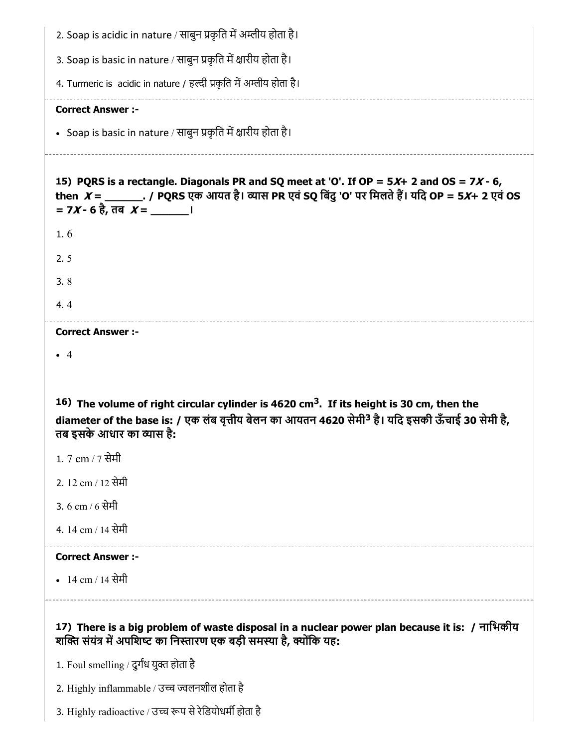2. Soap is acidic in nature / साबुन प्रकृति में अम्लीय होता है।

3. Soap is basic in nature / साबुन प्रकृति में क्षारीय होता है।

4. Turmeric is acidic in nature / हल्दी प्रकृति में अम्लीय होता है।

**Correct Answer :-**

- Soap is basic in nature / साबुन प्रकृति में क्षारीय होता है।

---

**15) PQRS is a rectangle. Diagonals PR and SQ meet at 'O'. If OP = $5X+2$ and OS = $7X-6$, then $X$ = _______. / PQRS एक आयत है। व्यास PR एवं SQ बिंदु 'O' पर मिलते हैं। यदि OP = $5X+2$ एवं OS = $7X-6$ है, तब $X$ = _______।**

1. 6

2. 5

3. 8

4. 4

**Correct Answer :-**

- 4

**16) The volume of right circular cylinder is 4620 $cm^3$. If its height is 30 cm, then the diameter of the base is: / एक लंब वृत्तीय बेलन का आयतन 4620 सेमी$^3$ है। यदि इसकी ऊँचाई 30 सेमी है, तब इसके आधार का व्यास है:**

1. 7 cm / 7 सेमी

2. 12 cm / 12 सेमी

3. 6 cm / 6 सेमी

4. 14 cm / 14 सेमी

**Correct Answer :-**

- 14 cm / 14 सेमी

---

**17) There is a big problem of waste disposal in a nuclear power plan because it is: / नाभिकीय शक्ति संयंत्र में अपशिष्ट का निस्तारण एक बड़ी समस्या है, क्योंकि यह:**

1. Foul smelling / दुर्गंध युक्त होता है

2. Highly inflammable / उच्च ज्वलनशील होता है

3. Highly radioactive / उच्च रूप से रेडियोधर्मी होता है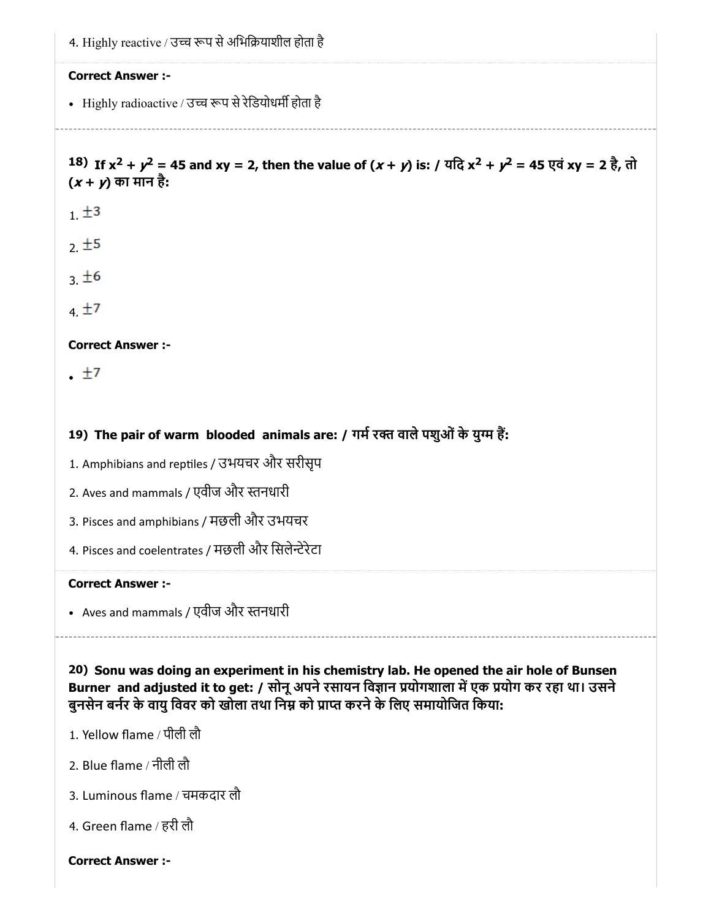4. Highly reactive / उच्च रूप से अभिक्रियाशील होता है

**Correct Answer :-**

- Highly radioactive / उच्च रूप से रेडियोधर्मी होता है

---

**18) If $x^2 + y^2 = 45$ and $xy = 2$, then the value of $(x + y)$ is: / यदि $x^2 + y^2 = 45$ एवं $xy = 2$ है, तो $(x + y)$ का मान है:**

1. $\pm 3$
2. $\pm 5$
3. $\pm 6$
4. $\pm 7$

**Correct Answer :-**

- $\pm 7$

**19) The pair of warm blooded animals are: / गर्म रक्त वाले पशुओं के युग्म हैं:**

1. Amphibians and reptiles / उभयचर और सरीसृप
2. Aves and mammals / एवीज और स्तनधारी
3. Pisces and amphibians / मछली और उभयचर
4. Pisces and coelentrates / मछली और सिलेन्टेरेटा

**Correct Answer :-**

- Aves and mammals / एवीज और स्तनधारी

---

**20) Sonu was doing an experiment in his chemistry lab. He opened the air hole of Bunsen Burner and adjusted it to get: / सोनू अपने रसायन विज्ञान प्रयोगशाला में एक प्रयोग कर रहा था। उसने बुनसेन बर्नर के वायु विवर को खोला तथा निम्न को प्राप्त करने के लिए समायोजित किया:**

1. Yellow flame / पीली लौ
2. Blue flame / नीली लौ
3. Luminous flame / चमकदार लौ
4. Green flame / हरी लौ

**Correct Answer :-**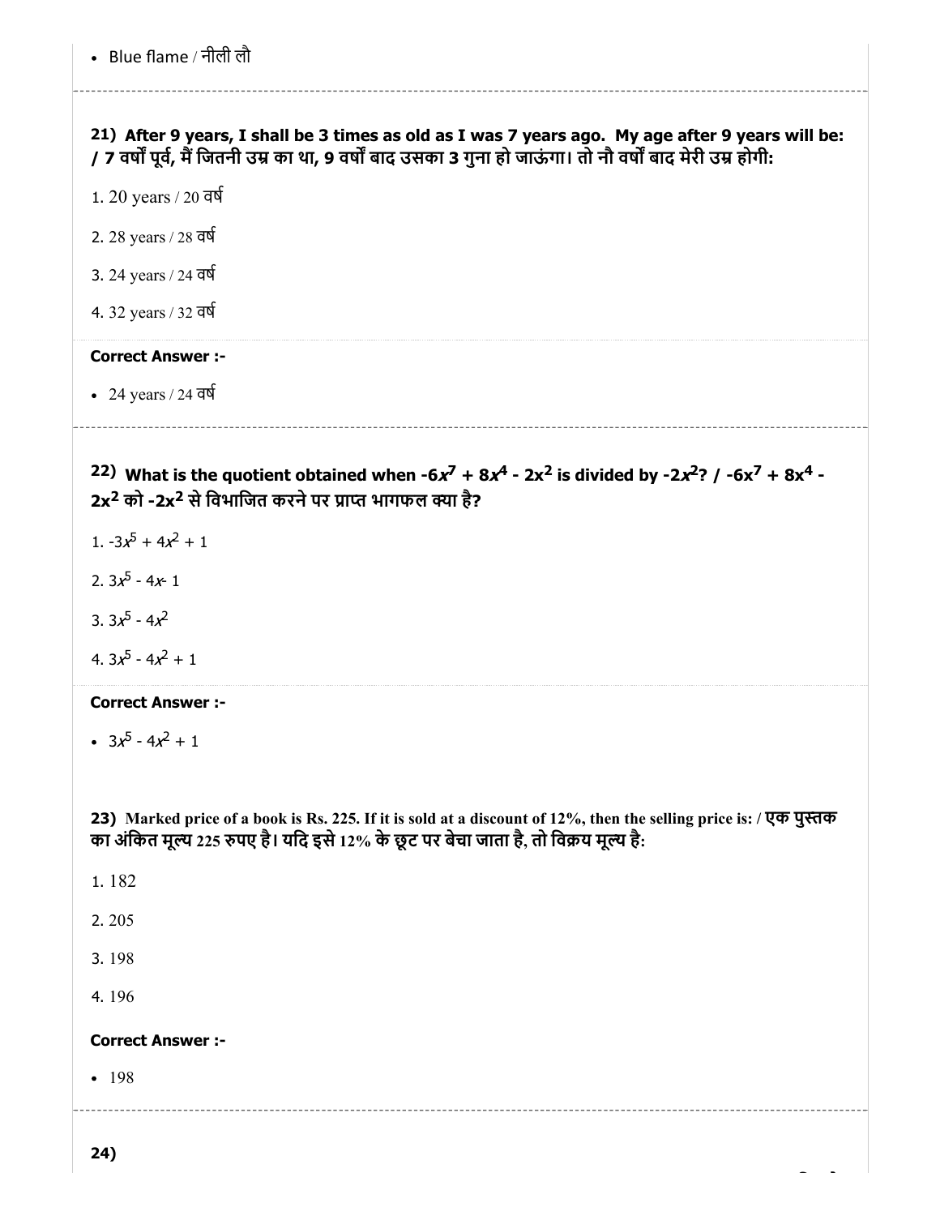- Blue flame / नीली लौ

**21) After 9 years, I shall be 3 times as old as I was 7 years ago. My age after 9 years will be: / 7 वर्षों पूर्व, मैं जितनी उम्र का था, 9 वर्षों बाद उसका 3 गुना हो जाऊंगा। तो नौ वर्षों बाद मेरी उम्र होगी:**

1. 20 years / 20 वर्ष

2. 28 years / 28 वर्ष

3. 24 years / 24 वर्ष

4. 32 years / 32 वर्ष

**Correct Answer :-**

- 24 years / 24 वर्ष

**22) What is the quotient obtained when $-6x^7 + 8x^4 - 2x^2$ is divided by $-2x^2$? / $-6x^7 + 8x^4 - 2x^2$ को $-2x^2$ से विभाजित करने पर प्राप्त भागफल क्या है?**

1. $-3x^5 + 4x^2 + 1$

2. $3x^5 - 4x - 1$

3. $3x^5 - 4x^2$

4. $3x^5 - 4x^2 + 1$

**Correct Answer :-**

- $3x^5 - 4x^2 + 1$

**23) Marked price of a book is Rs. 225. If it is sold at a discount of 12%, then the selling price is: / एक पुस्तक का अंकित मूल्य 225 रुपए है। यदि इसे 12% के छूट पर बेचा जाता है, तो विक्रय मूल्य है:**

1. 182

2. 205

3. 198

4. 196

**Correct Answer :-**

- 198

**24)**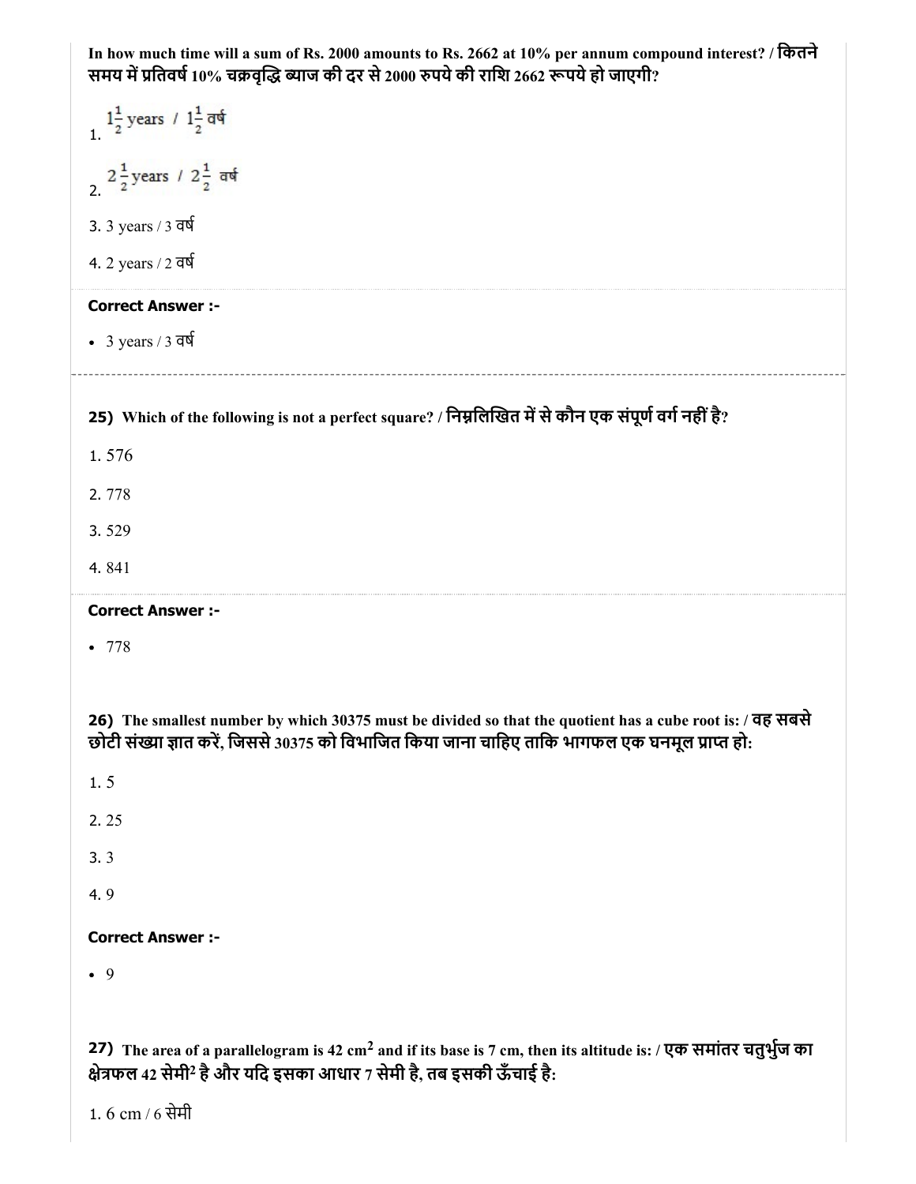In how much time will a sum of Rs. 2000 amounts to Rs. 2662 at 10% per annum compound interest? / कितने समय में प्रतिवर्ष 10% चक्रवृद्धि ब्याज की दर से 2000 रुपये की राशि 2662 रूपये हो जाएगी?

1. $1\frac{1}{2}$ years / $1\frac{1}{2}$ वर्ष

2. $2\frac{1}{2}$ years / $2\frac{1}{2}$ वर्ष

3. 3 years / 3 वर्ष

4. 2 years / 2 वर्ष

**Correct Answer :-**

- 3 years / 3 वर्ष

**25)** **Which of the following is not a perfect square? / निम्नलिखित में से कौन एक संपूर्ण वर्ग नहीं है?**

1. 576

2. 778

3. 529

4. 841

**Correct Answer :-**

- 778

**26)** **The smallest number by which 30375 must be divided so that the quotient has a cube root is: / वह सबसे छोटी संख्या ज्ञात करें, जिससे 30375 को विभाजित किया जाना चाहिए ताकि भागफल एक घनमूल प्राप्त हो:**

1. 5

2. 25

3. 3

4. 9

**Correct Answer :-**

- 9

**27)** **The area of a parallelogram is 42 $cm^2$ and if its base is 7 cm, then its altitude is: / एक समांतर चतुर्भुज का क्षेत्रफल 42 सेमी$^2$ है और यदि इसका आधार 7 सेमी है, तब इसकी ऊँचाई है:**

1. 6 cm / 6 सेमी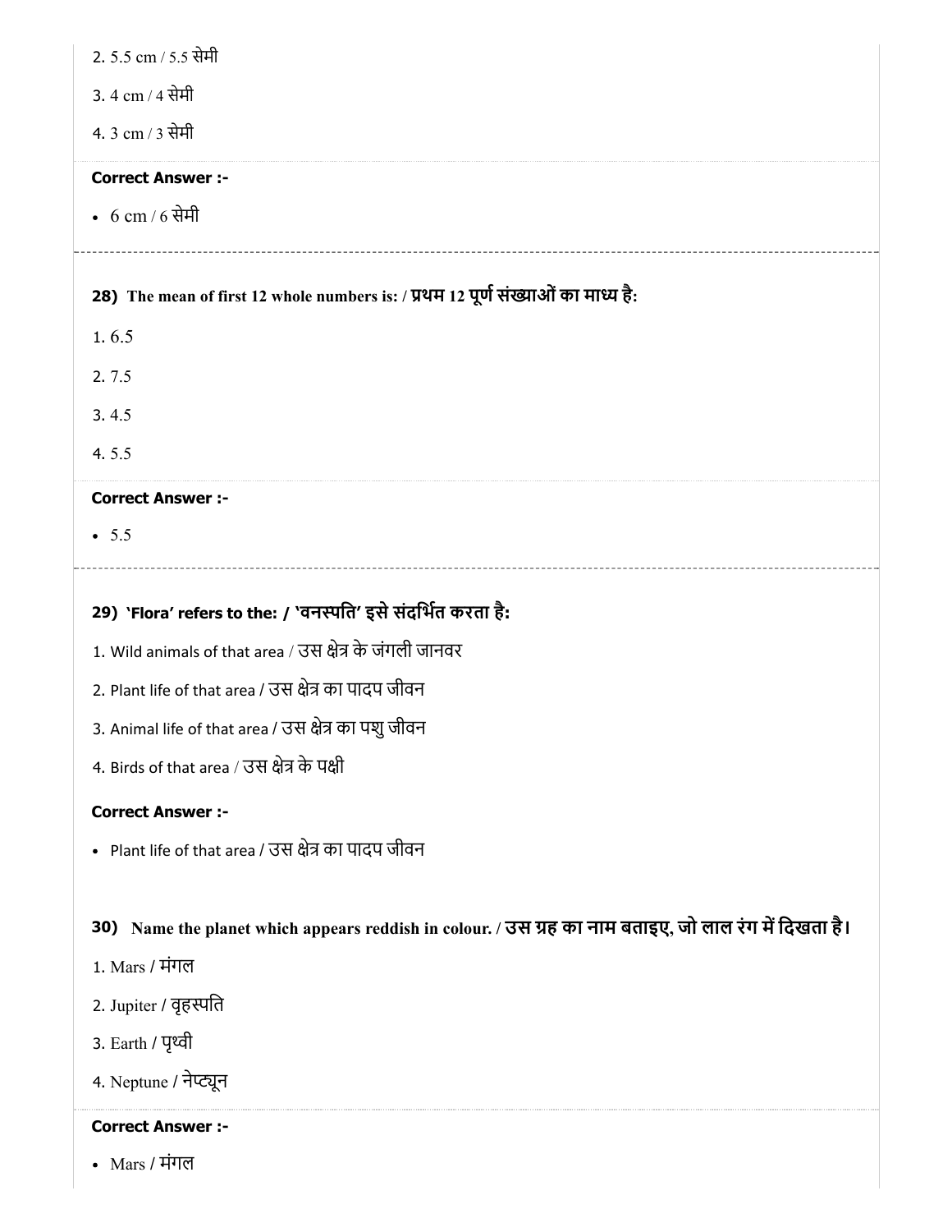2. 5.5 cm / 5.5 सेमी

3. 4 cm / 4 सेमी

4. 3 cm / 3 सेमी

**Correct Answer :-**

- 6 cm / 6 सेमी

**28) The mean of first 12 whole numbers is: / प्रथम 12 पूर्ण संख्याओं का माध्य है:**

1. 6.5

2. 7.5

3. 4.5

4. 5.5

**Correct Answer :-**

- 5.5

**29) 'Flora' refers to the: / 'वनस्पति' इसे संदर्भित करता है:**

1. Wild animals of that area / उस क्षेत्र के जंगली जानवर

2. Plant life of that area / उस क्षेत्र का पादप जीवन

3. Animal life of that area / उस क्षेत्र का पशु जीवन

4. Birds of that area / उस क्षेत्र के पक्षी

**Correct Answer :-**

- Plant life of that area / उस क्षेत्र का पादप जीवन

**30) Name the planet which appears reddish in colour. / उस ग्रह का नाम बताइए, जो लाल रंग में दिखता है।**

1. Mars / मंगल

2. Jupiter / वृहस्पति

3. Earth / पृथ्वी

4. Neptune / नेप्च्यून

**Correct Answer :-**

- Mars / मंगल